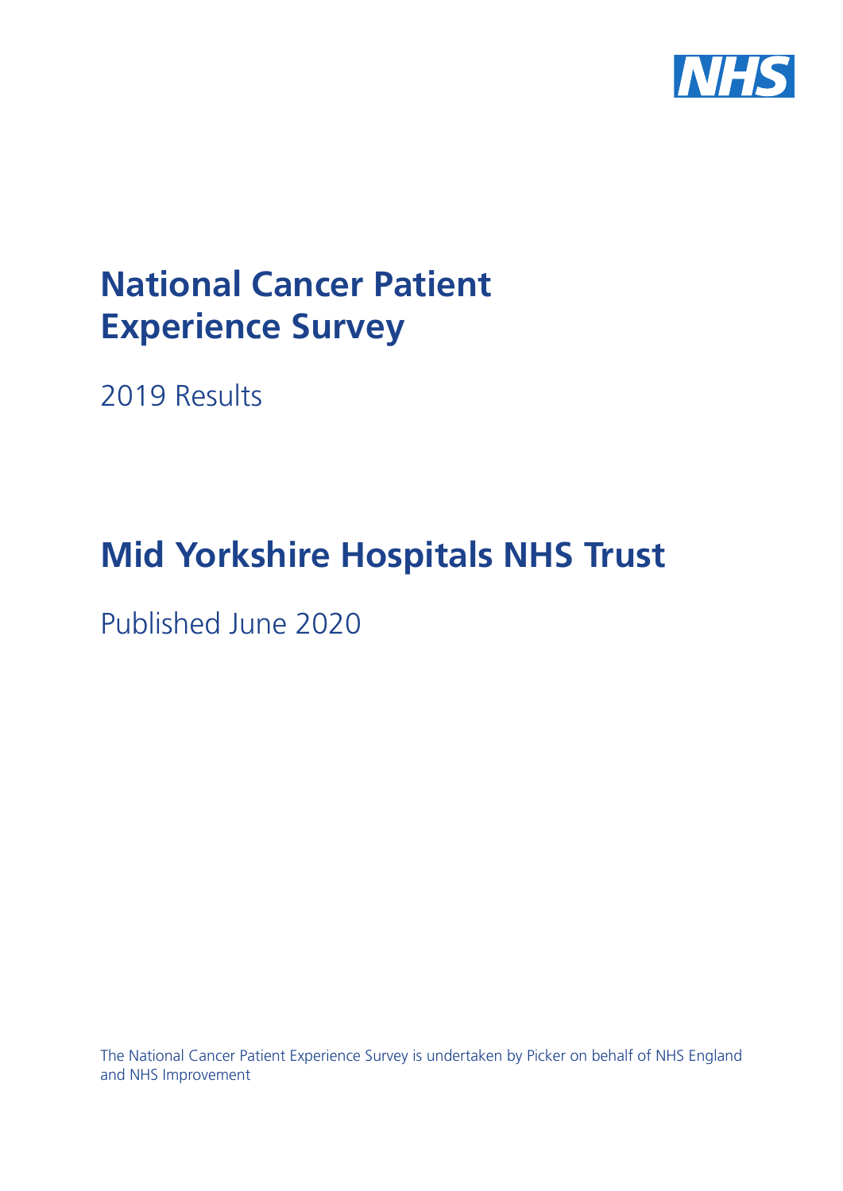NHS

# National Cancer Patient Experience Survey

2019 Results

# Mid Yorkshire Hospitals NHS Trust

Published June 2020

The National Cancer Patient Experience Survey is undertaken by Picker on behalf of NHS England and NHS Improvement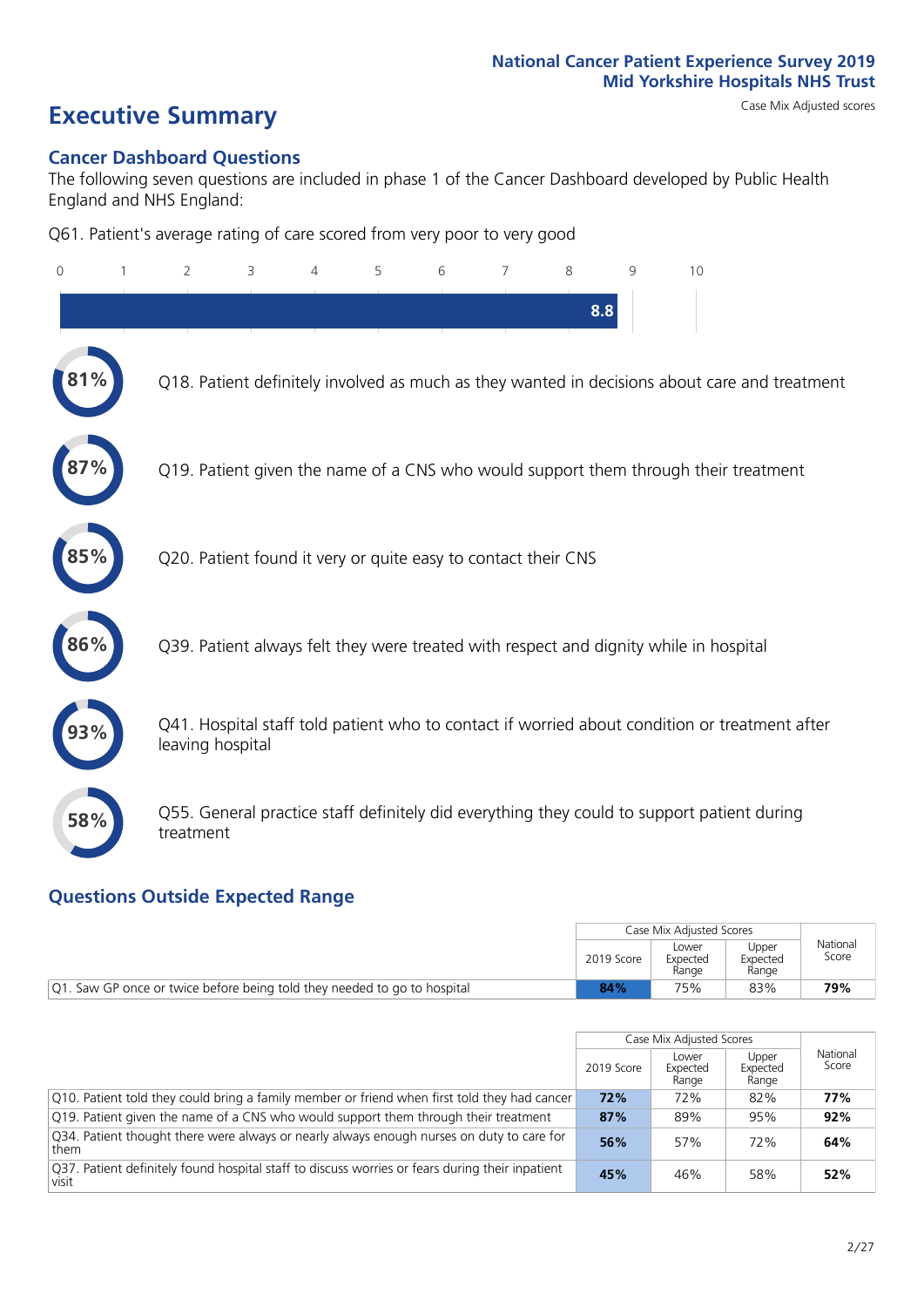National Cancer Patient Experience Survey 2019
Mid Yorkshire Hospitals NHS Trust

# Executive Summary

Case Mix Adjusted scores

## Cancer Dashboard Questions

The following seven questions are included in phase 1 of the Cancer Dashboard developed by Public Health England and NHS England:

Q61. Patient's average rating of care scored from very poor to very good

8.8

81% Q18. Patient definitely involved as much as they wanted in decisions about care and treatment

87% Q19. Patient given the name of a CNS who would support them through their treatment

85% Q20. Patient found it very or quite easy to contact their CNS

86% Q39. Patient always felt they were treated with respect and dignity while in hospital

93% Q41. Hospital staff told patient who to contact if worried about condition or treatment after leaving hospital

58% Q55. General practice staff definitely did everything they could to support patient during treatment

## Questions Outside Expected Range

| | Case Mix Adjusted Scores | | | National Score |
|---|---|---|---|---|
| | 2019 Score | Lower Expected Range | Upper Expected Range | |
| Q1. Saw GP once or twice before being told they needed to go to hospital | **84%** | 75% | 83% | **79%** |

| | Case Mix Adjusted Scores | | | National Score |
|---|---|---|---|---|
| | 2019 Score | Lower Expected Range | Upper Expected Range | |
| Q10. Patient told they could bring a family member or friend when first told they had cancer | **72%** | 72% | 82% | **77%** |
| Q19. Patient given the name of a CNS who would support them through their treatment | **87%** | 89% | 95% | **92%** |
| Q34. Patient thought there were always or nearly always enough nurses on duty to care for them | **56%** | 57% | 72% | **64%** |
| Q37. Patient definitely found hospital staff to discuss worries or fears during their inpatient visit | **45%** | 46% | 58% | **52%** |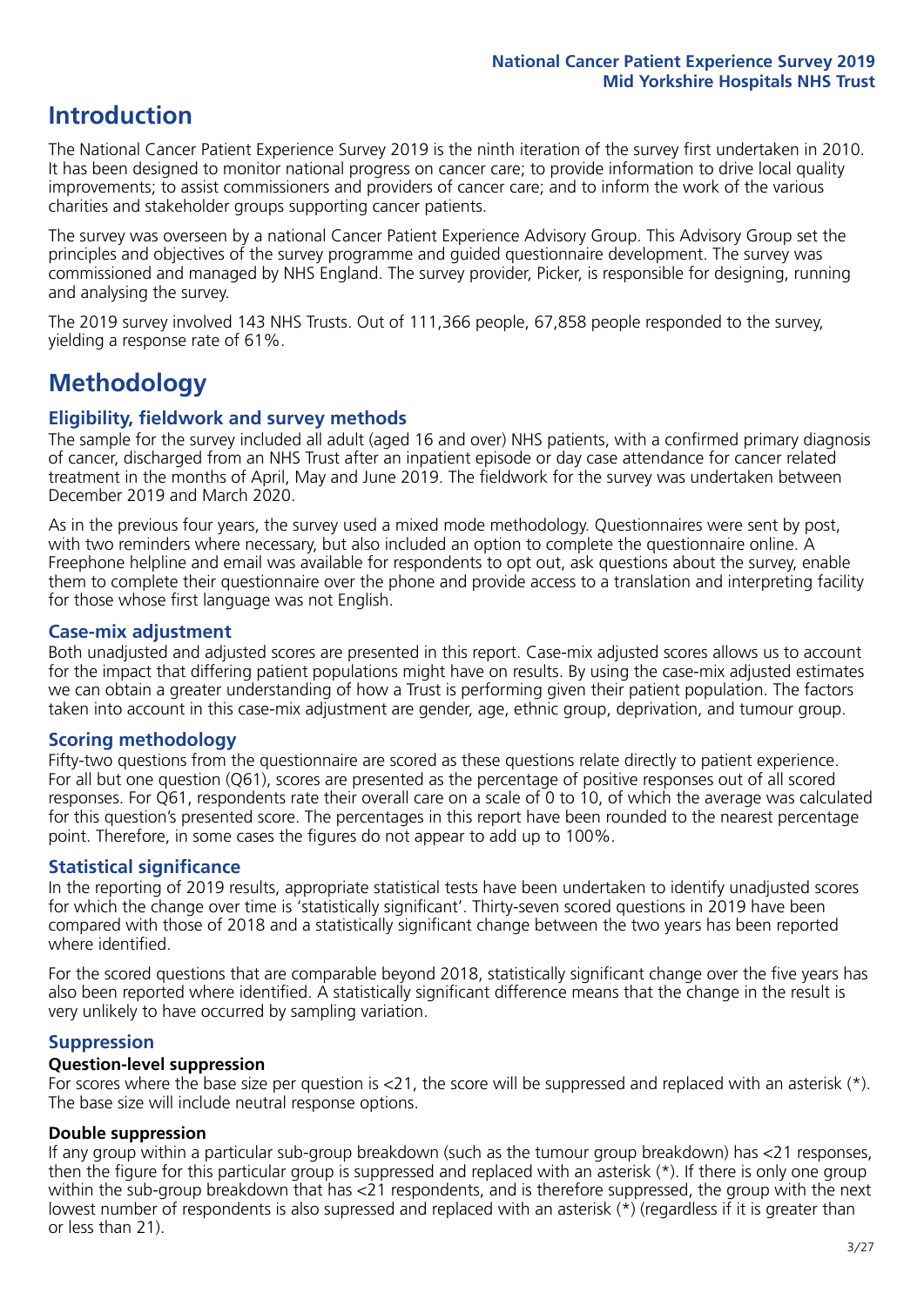# Introduction

The National Cancer Patient Experience Survey 2019 is the ninth iteration of the survey first undertaken in 2010. It has been designed to monitor national progress on cancer care; to provide information to drive local quality improvements; to assist commissioners and providers of cancer care; and to inform the work of the various charities and stakeholder groups supporting cancer patients.

The survey was overseen by a national Cancer Patient Experience Advisory Group. This Advisory Group set the principles and objectives of the survey programme and guided questionnaire development. The survey was commissioned and managed by NHS England. The survey provider, Picker, is responsible for designing, running and analysing the survey.

The 2019 survey involved 143 NHS Trusts. Out of 111,366 people, 67,858 people responded to the survey, yielding a response rate of 61%.

# Methodology

### Eligibility, fieldwork and survey methods

The sample for the survey included all adult (aged 16 and over) NHS patients, with a confirmed primary diagnosis of cancer, discharged from an NHS Trust after an inpatient episode or day case attendance for cancer related treatment in the months of April, May and June 2019. The fieldwork for the survey was undertaken between December 2019 and March 2020.

As in the previous four years, the survey used a mixed mode methodology. Questionnaires were sent by post, with two reminders where necessary, but also included an option to complete the questionnaire online. A Freephone helpline and email was available for respondents to opt out, ask questions about the survey, enable them to complete their questionnaire over the phone and provide access to a translation and interpreting facility for those whose first language was not English.

### Case-mix adjustment

Both unadjusted and adjusted scores are presented in this report. Case-mix adjusted scores allows us to account for the impact that differing patient populations might have on results. By using the case-mix adjusted estimates we can obtain a greater understanding of how a Trust is performing given their patient population. The factors taken into account in this case-mix adjustment are gender, age, ethnic group, deprivation, and tumour group.

### Scoring methodology

Fifty-two questions from the questionnaire are scored as these questions relate directly to patient experience. For all but one question (Q61), scores are presented as the percentage of positive responses out of all scored responses. For Q61, respondents rate their overall care on a scale of 0 to 10, of which the average was calculated for this question's presented score. The percentages in this report have been rounded to the nearest percentage point. Therefore, in some cases the figures do not appear to add up to 100%.

### Statistical significance

In the reporting of 2019 results, appropriate statistical tests have been undertaken to identify unadjusted scores for which the change over time is 'statistically significant'. Thirty-seven scored questions in 2019 have been compared with those of 2018 and a statistically significant change between the two years has been reported where identified.

For the scored questions that are comparable beyond 2018, statistically significant change over the five years has also been reported where identified. A statistically significant difference means that the change in the result is very unlikely to have occurred by sampling variation.

### Suppression

#### Question-level suppression

For scores where the base size per question is <21, the score will be suppressed and replaced with an asterisk (*). The base size will include neutral response options.

#### Double suppression

If any group within a particular sub-group breakdown (such as the tumour group breakdown) has <21 responses, then the figure for this particular group is suppressed and replaced with an asterisk (*). If there is only one group within the sub-group breakdown that has <21 respondents, and is therefore suppressed, the group with the next lowest number of respondents is also supressed and replaced with an asterisk (*) (regardless if it is greater than or less than 21).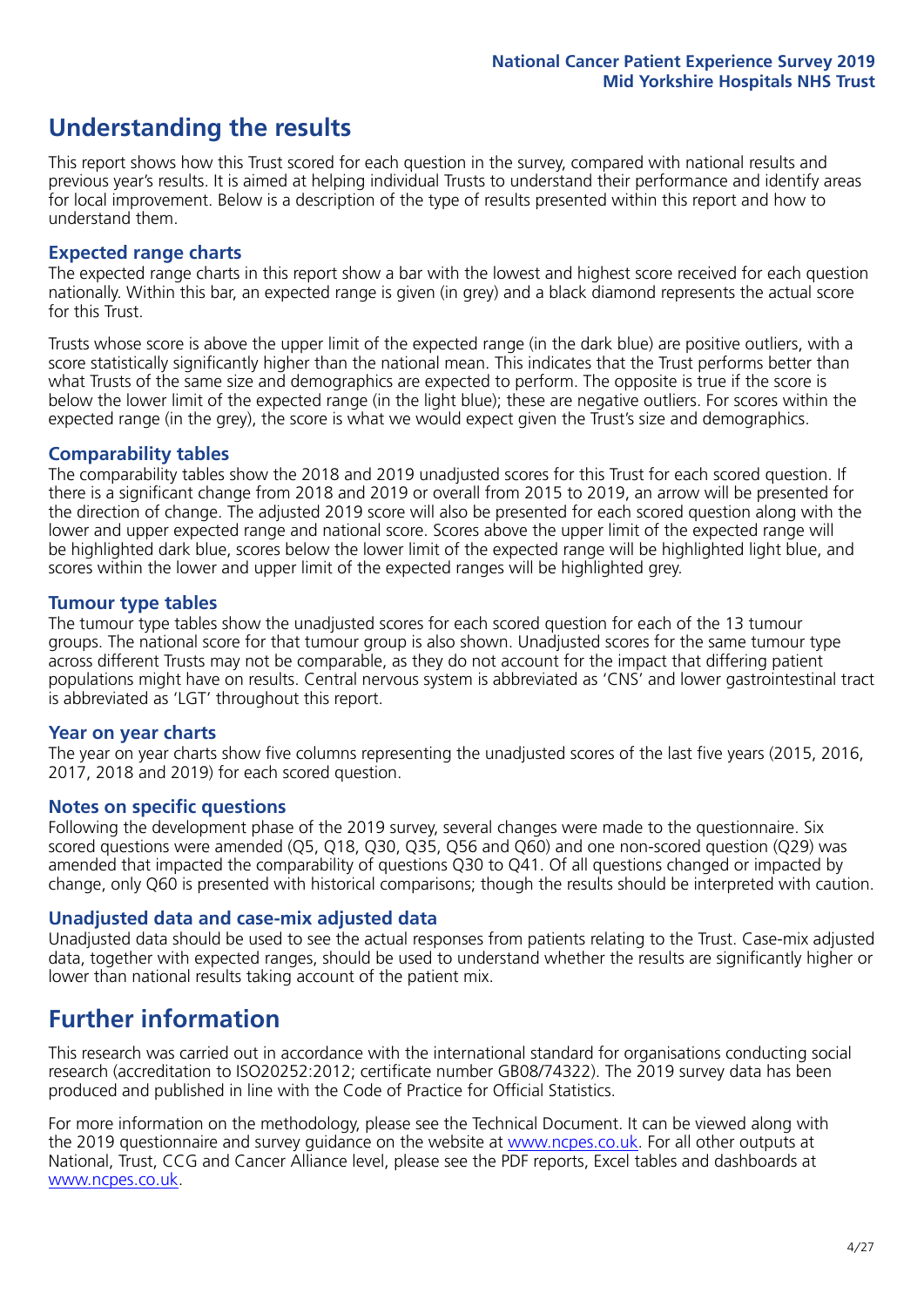# Understanding the results

This report shows how this Trust scored for each question in the survey, compared with national results and previous year's results. It is aimed at helping individual Trusts to understand their performance and identify areas for local improvement. Below is a description of the type of results presented within this report and how to understand them.

## Expected range charts

The expected range charts in this report show a bar with the lowest and highest score received for each question nationally. Within this bar, an expected range is given (in grey) and a black diamond represents the actual score for this Trust.

Trusts whose score is above the upper limit of the expected range (in the dark blue) are positive outliers, with a score statistically significantly higher than the national mean. This indicates that the Trust performs better than what Trusts of the same size and demographics are expected to perform. The opposite is true if the score is below the lower limit of the expected range (in the light blue); these are negative outliers. For scores within the expected range (in the grey), the score is what we would expect given the Trust's size and demographics.

## Comparability tables

The comparability tables show the 2018 and 2019 unadjusted scores for this Trust for each scored question. If there is a significant change from 2018 and 2019 or overall from 2015 to 2019, an arrow will be presented for the direction of change. The adjusted 2019 score will also be presented for each scored question along with the lower and upper expected range and national score. Scores above the upper limit of the expected range will be highlighted dark blue, scores below the lower limit of the expected range will be highlighted light blue, and scores within the lower and upper limit of the expected ranges will be highlighted grey.

## Tumour type tables

The tumour type tables show the unadjusted scores for each scored question for each of the 13 tumour groups. The national score for that tumour group is also shown. Unadjusted scores for the same tumour type across different Trusts may not be comparable, as they do not account for the impact that differing patient populations might have on results. Central nervous system is abbreviated as 'CNS' and lower gastrointestinal tract is abbreviated as 'LGT' throughout this report.

## Year on year charts

The year on year charts show five columns representing the unadjusted scores of the last five years (2015, 2016, 2017, 2018 and 2019) for each scored question.

## Notes on specific questions

Following the development phase of the 2019 survey, several changes were made to the questionnaire. Six scored questions were amended (Q5, Q18, Q30, Q35, Q56 and Q60) and one non-scored question (Q29) was amended that impacted the comparability of questions Q30 to Q41. Of all questions changed or impacted by change, only Q60 is presented with historical comparisons; though the results should be interpreted with caution.

## Unadjusted data and case-mix adjusted data

Unadjusted data should be used to see the actual responses from patients relating to the Trust. Case-mix adjusted data, together with expected ranges, should be used to understand whether the results are significantly higher or lower than national results taking account of the patient mix.

# Further information

This research was carried out in accordance with the international standard for organisations conducting social research (accreditation to ISO20252:2012; certificate number GB08/74322). The 2019 survey data has been produced and published in line with the Code of Practice for Official Statistics.

For more information on the methodology, please see the Technical Document. It can be viewed along with the 2019 questionnaire and survey guidance on the website at www.ncpes.co.uk. For all other outputs at National, Trust, CCG and Cancer Alliance level, please see the PDF reports, Excel tables and dashboards at www.ncpes.co.uk.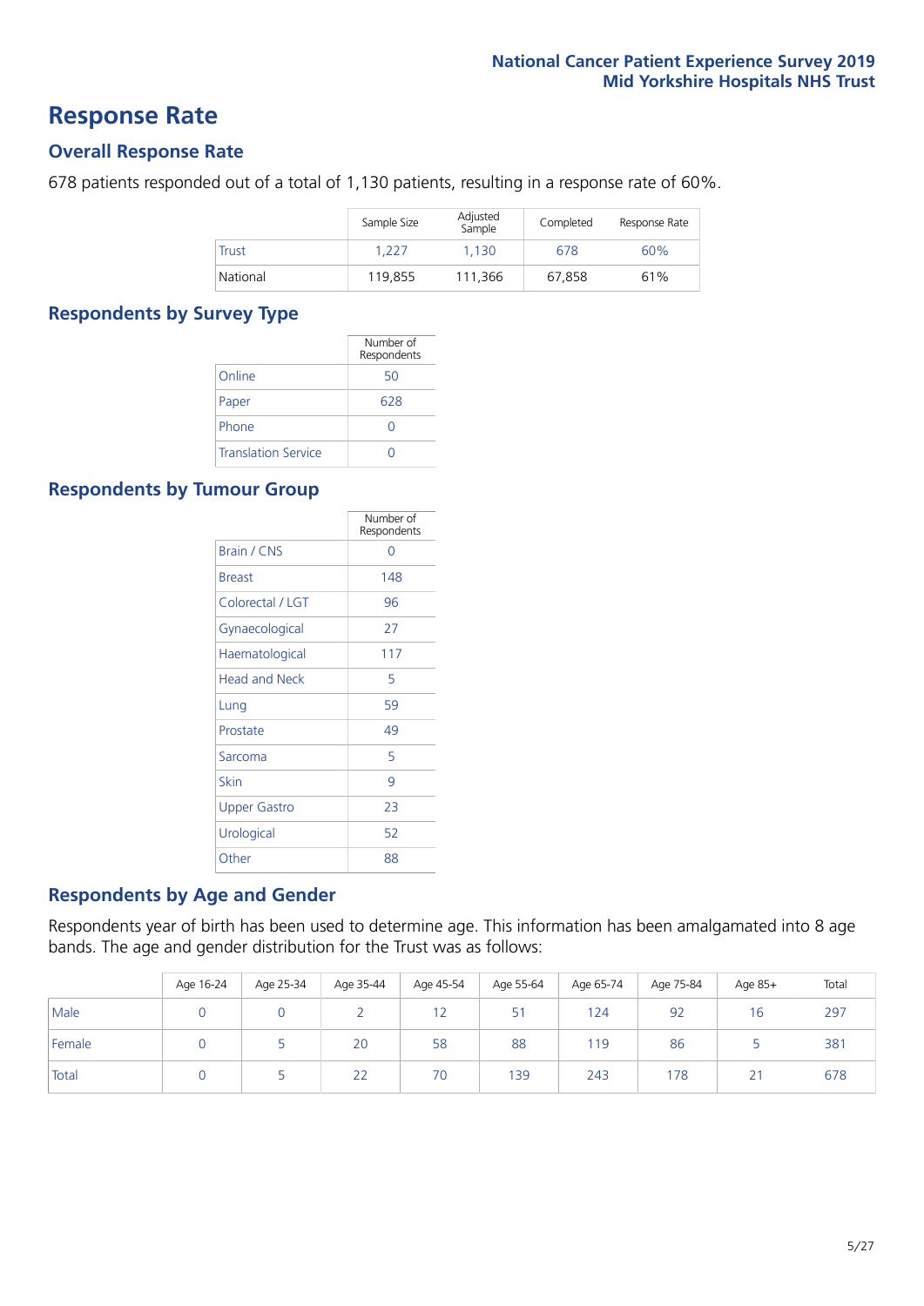# Response Rate

## Overall Response Rate

678 patients responded out of a total of 1,130 patients, resulting in a response rate of 60%.

| | Sample Size | Adjusted Sample | Completed | Response Rate |
|---|---|---|---|---|
| Trust | 1,227 | 1,130 | 678 | 60% |
| National | 119,855 | 111,366 | 67,858 | 61% |

## Respondents by Survey Type

| | Number of Respondents |
|---|---|
| Online | 50 |
| Paper | 628 |
| Phone | 0 |
| Translation Service | 0 |

## Respondents by Tumour Group

| | Number of Respondents |
|---|---|
| Brain / CNS | 0 |
| Breast | 148 |
| Colorectal / LGT | 96 |
| Gynaecological | 27 |
| Haematological | 117 |
| Head and Neck | 5 |
| Lung | 59 |
| Prostate | 49 |
| Sarcoma | 5 |
| Skin | 9 |
| Upper Gastro | 23 |
| Urological | 52 |
| Other | 88 |

## Respondents by Age and Gender

Respondents year of birth has been used to determine age. This information has been amalgamated into 8 age bands. The age and gender distribution for the Trust was as follows:

| | Age 16-24 | Age 25-34 | Age 35-44 | Age 45-54 | Age 55-64 | Age 65-74 | Age 75-84 | Age 85+ | Total |
|---|---|---|---|---|---|---|---|---|---|
| Male | 0 | 0 | 2 | 12 | 51 | 124 | 92 | 16 | 297 |
| Female | 0 | 5 | 20 | 58 | 88 | 119 | 86 | 5 | 381 |
| Total | 0 | 5 | 22 | 70 | 139 | 243 | 178 | 21 | 678 |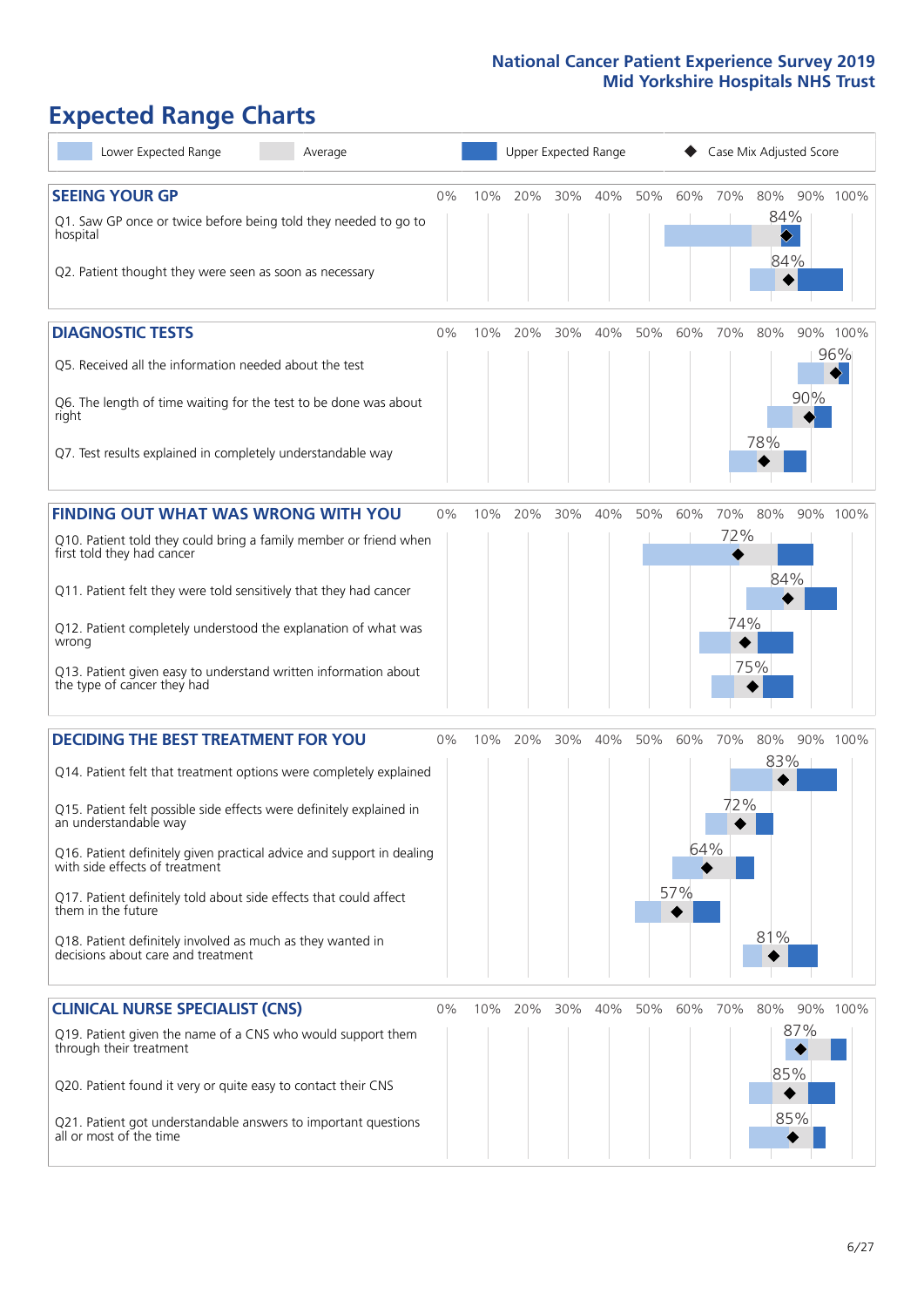# Expected Range Charts

Lower Expected Range | Average | Upper Expected Range | Case Mix Adjusted Score

## SEEING YOUR GP

| Question | Case Mix Adjusted Score |
| --- | --- |
| Q1. Saw GP once or twice before being told they needed to go to hospital | 84% |
| Q2. Patient thought they were seen as soon as necessary | 84% |

## DIAGNOSTIC TESTS

| Question | Case Mix Adjusted Score |
| --- | --- |
| Q5. Received all the information needed about the test | 96% |
| Q6. The length of time waiting for the test to be done was about right | 90% |
| Q7. Test results explained in completely understandable way | 78% |

## FINDING OUT WHAT WAS WRONG WITH YOU

| Question | Case Mix Adjusted Score |
| --- | --- |
| Q10. Patient told they could bring a family member or friend when first told they had cancer | 72% |
| Q11. Patient felt they were told sensitively that they had cancer | 84% |
| Q12. Patient completely understood the explanation of what was wrong | 74% |
| Q13. Patient given easy to understand written information about the type of cancer they had | 75% |

## DECIDING THE BEST TREATMENT FOR YOU

| Question | Case Mix Adjusted Score |
| --- | --- |
| Q14. Patient felt that treatment options were completely explained | 83% |
| Q15. Patient felt possible side effects were definitely explained in an understandable way | 72% |
| Q16. Patient definitely given practical advice and support in dealing with side effects of treatment | 64% |
| Q17. Patient definitely told about side effects that could affect them in the future | 57% |
| Q18. Patient definitely involved as much as they wanted in decisions about care and treatment | 81% |

## CLINICAL NURSE SPECIALIST (CNS)

| Question | Case Mix Adjusted Score |
| --- | --- |
| Q19. Patient given the name of a CNS who would support them through their treatment | 87% |
| Q20. Patient found it very or quite easy to contact their CNS | 85% |
| Q21. Patient got understandable answers to important questions all or most of the time | 85% |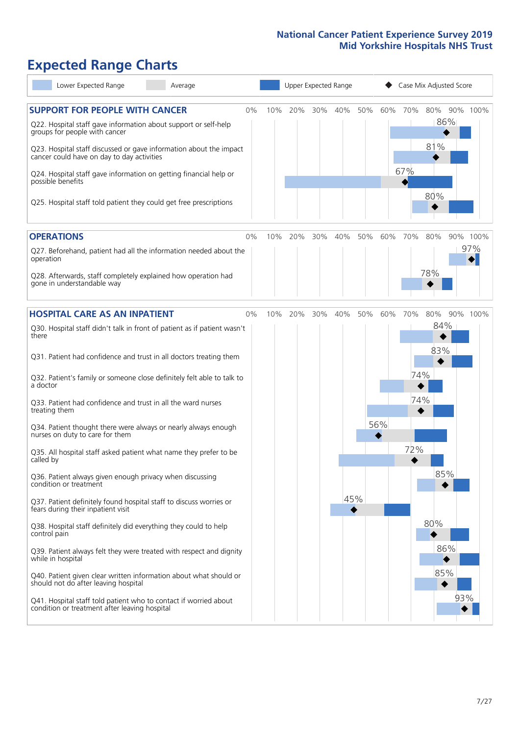# Expected Range Charts

Legend: Lower Expected Range | Average | Upper Expected Range | ◆ Case Mix Adjusted Score

## SUPPORT FOR PEOPLE WITH CANCER

| Question | Case Mix Adjusted Score |
|---|---|
| Q22. Hospital staff gave information about support or self-help groups for people with cancer | 86% |
| Q23. Hospital staff discussed or gave information about the impact cancer could have on day to day activities | 81% |
| Q24. Hospital staff gave information on getting financial help or possible benefits | 67% |
| Q25. Hospital staff told patient they could get free prescriptions | 80% |

## OPERATIONS

| Question | Case Mix Adjusted Score |
|---|---|
| Q27. Beforehand, patient had all the information needed about the operation | 97% |
| Q28. Afterwards, staff completely explained how operation had gone in understandable way | 78% |

## HOSPITAL CARE AS AN INPATIENT

| Question | Case Mix Adjusted Score |
|---|---|
| Q30. Hospital staff didn't talk in front of patient as if patient wasn't there | 84% |
| Q31. Patient had confidence and trust in all doctors treating them | 83% |
| Q32. Patient's family or someone close definitely felt able to talk to a doctor | 74% |
| Q33. Patient had confidence and trust in all the ward nurses treating them | 74% |
| Q34. Patient thought there were always or nearly always enough nurses on duty to care for them | 56% |
| Q35. All hospital staff asked patient what name they prefer to be called by | 72% |
| Q36. Patient always given enough privacy when discussing condition or treatment | 85% |
| Q37. Patient definitely found hospital staff to discuss worries or fears during their inpatient visit | 45% |
| Q38. Hospital staff definitely did everything they could to help control pain | 80% |
| Q39. Patient always felt they were treated with respect and dignity while in hospital | 86% |
| Q40. Patient given clear written information about what should or should not do after leaving hospital | 85% |
| Q41. Hospital staff told patient who to contact if worried about condition or treatment after leaving hospital | 93% |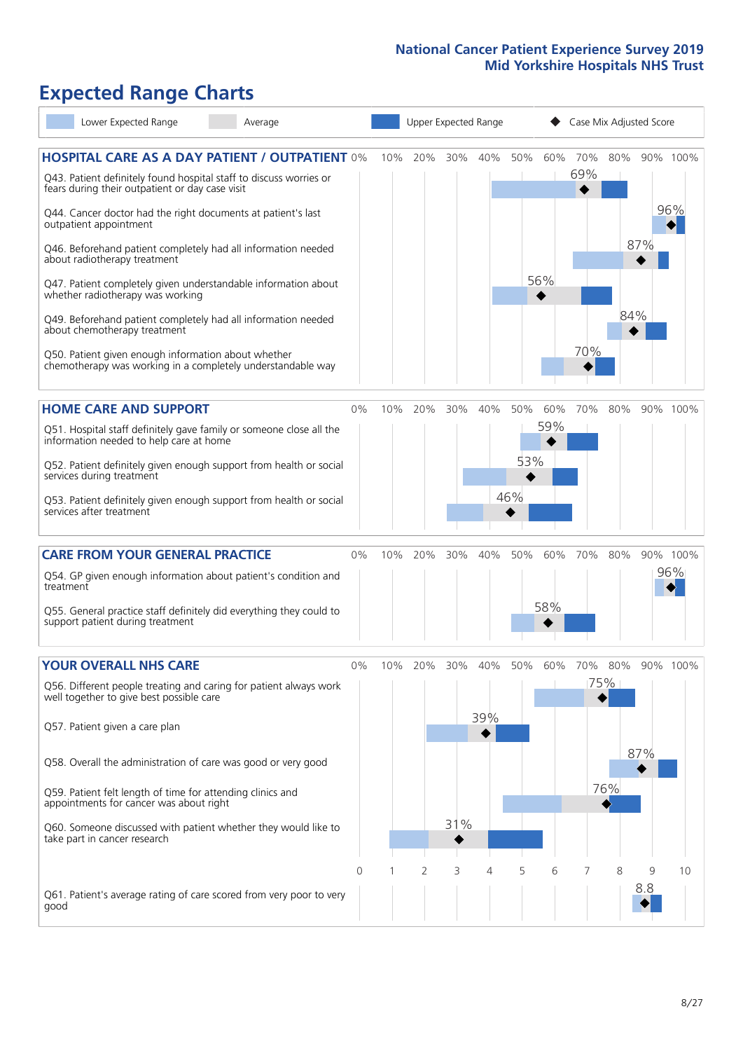# Expected Range Charts

Legend: Lower Expected Range | Average | Upper Expected Range | Case Mix Adjusted Score

## HOSPITAL CARE AS A DAY PATIENT / OUTPATIENT

| Question | Case Mix Adjusted Score |
|---|---|
| Q43. Patient definitely found hospital staff to discuss worries or fears during their outpatient or day case visit | 69% |
| Q44. Cancer doctor had the right documents at patient's last outpatient appointment | 96% |
| Q46. Beforehand patient completely had all information needed about radiotherapy treatment | 87% |
| Q47. Patient completely given understandable information about whether radiotherapy was working | 56% |
| Q49. Beforehand patient completely had all information needed about chemotherapy treatment | 84% |
| Q50. Patient given enough information about whether chemotherapy was working in a completely understandable way | 70% |

## HOME CARE AND SUPPORT

| Question | Case Mix Adjusted Score |
|---|---|
| Q51. Hospital staff definitely gave family or someone close all the information needed to help care at home | 59% |
| Q52. Patient definitely given enough support from health or social services during treatment | 53% |
| Q53. Patient definitely given enough support from health or social services after treatment | 46% |

## CARE FROM YOUR GENERAL PRACTICE

| Question | Case Mix Adjusted Score |
|---|---|
| Q54. GP given enough information about patient's condition and treatment | 96% |
| Q55. General practice staff definitely did everything they could to support patient during treatment | 58% |

## YOUR OVERALL NHS CARE

| Question | Case Mix Adjusted Score |
|---|---|
| Q56. Different people treating and caring for patient always work well together to give best possible care | 75% |
| Q57. Patient given a care plan | 39% |
| Q58. Overall the administration of care was good or very good | 87% |
| Q59. Patient felt length of time for attending clinics and appointments for cancer was about right | 76% |
| Q60. Someone discussed with patient whether they would like to take part in cancer research | 31% |
| Q61. Patient's average rating of care scored from very poor to very good | 8.8 |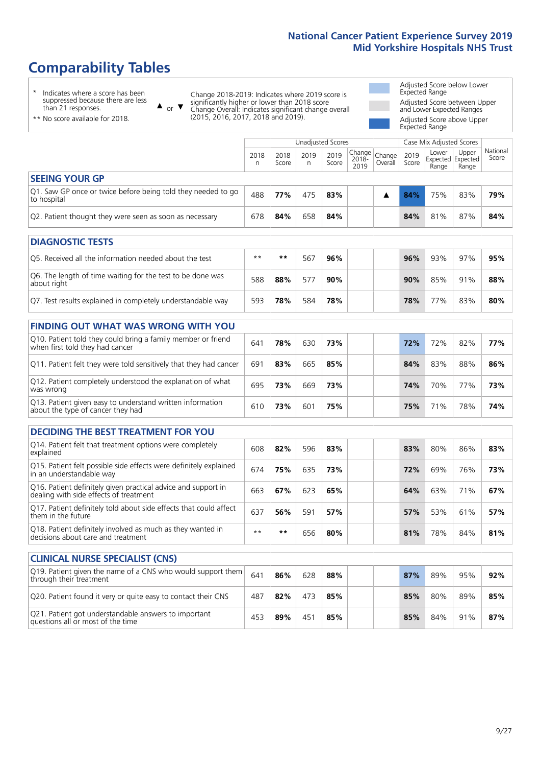# Comparability Tables

\* Indicates where a score has been suppressed because there are less than 21 responses.

\*\* No score available for 2018.

▲ or ▼ Change 2018-2019: Indicates where 2019 score is significantly higher or lower than 2018 score. Change Overall: Indicates significant change overall (2015, 2016, 2017, 2018 and 2019).

Adjusted Score below Lower Expected Range

Adjusted Score between Upper and Lower Expected Ranges

Adjusted Score above Upper Expected Range

| | Unadjusted Scores | | | | | | Case Mix Adjusted Scores | | | |
|---|---|---|---|---|---|---|---|---|---|---|
| | 2018 n | 2018 Score | 2019 n | 2019 Score | Change 2018-2019 | Change Overall | 2019 Score | Lower Expected Range | Upper Expected Range | National Score |
| **SEEING YOUR GP** | | | | | | | | | | |
| Q1. Saw GP once or twice before being told they needed to go to hospital | 488 | **77%** | 475 | **83%** | | ▲ | **84%** | 75% | 83% | **79%** |
| Q2. Patient thought they were seen as soon as necessary | 678 | **84%** | 658 | **84%** | | | **84%** | 81% | 87% | **84%** |
| **DIAGNOSTIC TESTS** | | | | | | | | | | |
| Q5. Received all the information needed about the test | ** | ** | 567 | **96%** | | | **96%** | 93% | 97% | **95%** |
| Q6. The length of time waiting for the test to be done was about right | 588 | **88%** | 577 | **90%** | | | **90%** | 85% | 91% | **88%** |
| Q7. Test results explained in completely understandable way | 593 | **78%** | 584 | **78%** | | | **78%** | 77% | 83% | **80%** |
| **FINDING OUT WHAT WAS WRONG WITH YOU** | | | | | | | | | | |
| Q10. Patient told they could bring a family member or friend when first told they had cancer | 641 | **78%** | 630 | **73%** | | | **72%** | 72% | 82% | **77%** |
| Q11. Patient felt they were told sensitively that they had cancer | 691 | **83%** | 665 | **85%** | | | **84%** | 83% | 88% | **86%** |
| Q12. Patient completely understood the explanation of what was wrong | 695 | **73%** | 669 | **73%** | | | **74%** | 70% | 77% | **73%** |
| Q13. Patient given easy to understand written information about the type of cancer they had | 610 | **73%** | 601 | **75%** | | | **75%** | 71% | 78% | **74%** |
| **DECIDING THE BEST TREATMENT FOR YOU** | | | | | | | | | | |
| Q14. Patient felt that treatment options were completely explained | 608 | **82%** | 596 | **83%** | | | **83%** | 80% | 86% | **83%** |
| Q15. Patient felt possible side effects were definitely explained in an understandable way | 674 | **75%** | 635 | **73%** | | | **72%** | 69% | 76% | **73%** |
| Q16. Patient definitely given practical advice and support in dealing with side effects of treatment | 663 | **67%** | 623 | **65%** | | | **64%** | 63% | 71% | **67%** |
| Q17. Patient definitely told about side effects that could affect them in the future | 637 | **56%** | 591 | **57%** | | | **57%** | 53% | 61% | **57%** |
| Q18. Patient definitely involved as much as they wanted in decisions about care and treatment | ** | ** | 656 | **80%** | | | **81%** | 78% | 84% | **81%** |
| **CLINICAL NURSE SPECIALIST (CNS)** | | | | | | | | | | |
| Q19. Patient given the name of a CNS who would support them through their treatment | 641 | **86%** | 628 | **88%** | | | **87%** | 89% | 95% | **92%** |
| Q20. Patient found it very or quite easy to contact their CNS | 487 | **82%** | 473 | **85%** | | | **85%** | 80% | 89% | **85%** |
| Q21. Patient got understandable answers to important questions all or most of the time | 453 | **89%** | 451 | **85%** | | | **85%** | 84% | 91% | **87%** |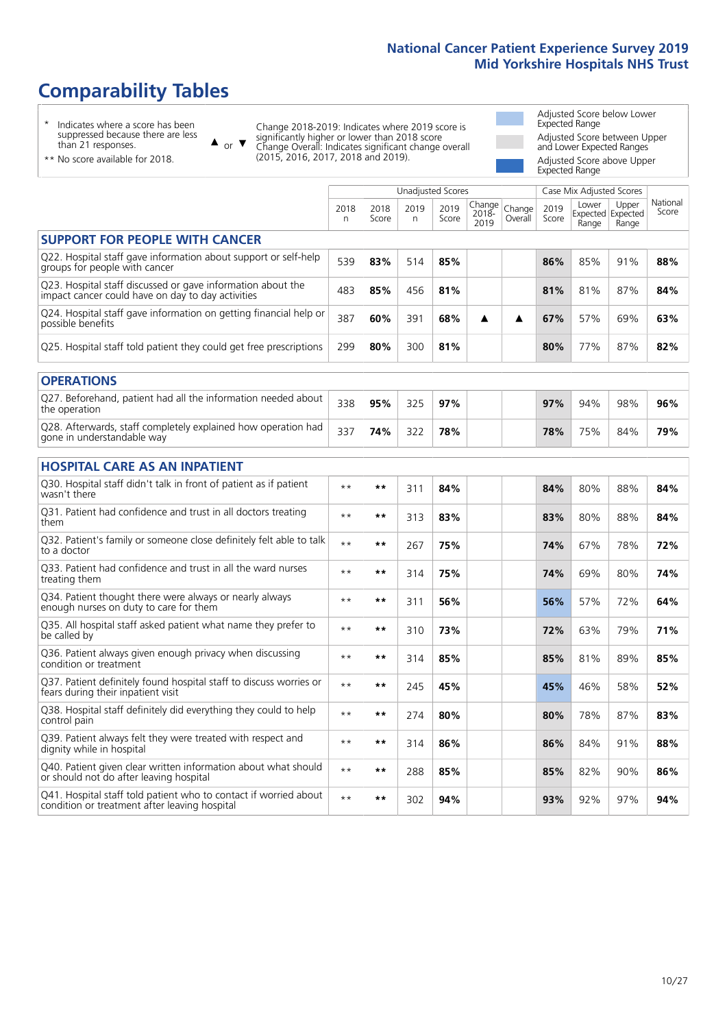# Comparability Tables

- \* Indicates where a score has been suppressed because there are less than 21 responses.
- \*\* No score available for 2018.

▲ or ▼ Change 2018-2019: Indicates where 2019 score is significantly higher or lower than 2018 score. Change Overall: Indicates significant change overall (2015, 2016, 2017, 2018 and 2019).

- Adjusted Score below Lower Expected Range
- Adjusted Score between Upper and Lower Expected Ranges
- Adjusted Score above Upper Expected Range

| | Unadjusted Scores | | | | | | Case Mix Adjusted Scores | | | |
|---|---|---|---|---|---|---|---|---|---|---|
| | 2018 n | 2018 Score | 2019 n | 2019 Score | Change 2018-2019 | Change Overall | 2019 Score | Lower Expected Range | Upper Expected Range | National Score |
| **SUPPORT FOR PEOPLE WITH CANCER** | | | | | | | | | | |
| Q22. Hospital staff gave information about support or self-help groups for people with cancer | 539 | 83% | 514 | 85% | | | 86% | 85% | 91% | 88% |
| Q23. Hospital staff discussed or gave information about the impact cancer could have on day to day activities | 483 | 85% | 456 | 81% | | | 81% | 81% | 87% | 84% |
| Q24. Hospital staff gave information on getting financial help or possible benefits | 387 | 60% | 391 | 68% | ▲ | ▲ | 67% | 57% | 69% | 63% |
| Q25. Hospital staff told patient they could get free prescriptions | 299 | 80% | 300 | 81% | | | 80% | 77% | 87% | 82% |
| **OPERATIONS** | | | | | | | | | | |
| Q27. Beforehand, patient had all the information needed about the operation | 338 | 95% | 325 | 97% | | | 97% | 94% | 98% | 96% |
| Q28. Afterwards, staff completely explained how operation had gone in understandable way | 337 | 74% | 322 | 78% | | | 78% | 75% | 84% | 79% |
| **HOSPITAL CARE AS AN INPATIENT** | | | | | | | | | | |
| Q30. Hospital staff didn't talk in front of patient as if patient wasn't there | ** | ** | 311 | 84% | | | 84% | 80% | 88% | 84% |
| Q31. Patient had confidence and trust in all doctors treating them | ** | ** | 313 | 83% | | | 83% | 80% | 88% | 84% |
| Q32. Patient's family or someone close definitely felt able to talk to a doctor | ** | ** | 267 | 75% | | | 74% | 67% | 78% | 72% |
| Q33. Patient had confidence and trust in all the ward nurses treating them | ** | ** | 314 | 75% | | | 74% | 69% | 80% | 74% |
| Q34. Patient thought there were always or nearly always enough nurses on duty to care for them | ** | ** | 311 | 56% | | | 56% | 57% | 72% | 64% |
| Q35. All hospital staff asked patient what name they prefer to be called by | ** | ** | 310 | 73% | | | 72% | 63% | 79% | 71% |
| Q36. Patient always given enough privacy when discussing condition or treatment | ** | ** | 314 | 85% | | | 85% | 81% | 89% | 85% |
| Q37. Patient definitely found hospital staff to discuss worries or fears during their inpatient visit | ** | ** | 245 | 45% | | | 45% | 46% | 58% | 52% |
| Q38. Hospital staff definitely did everything they could to help control pain | ** | ** | 274 | 80% | | | 80% | 78% | 87% | 83% |
| Q39. Patient always felt they were treated with respect and dignity while in hospital | ** | ** | 314 | 86% | | | 86% | 84% | 91% | 88% |
| Q40. Patient given clear written information about what should or should not do after leaving hospital | ** | ** | 288 | 85% | | | 85% | 82% | 90% | 86% |
| Q41. Hospital staff told patient who to contact if worried about condition or treatment after leaving hospital | ** | ** | 302 | 94% | | | 93% | 92% | 97% | 94% |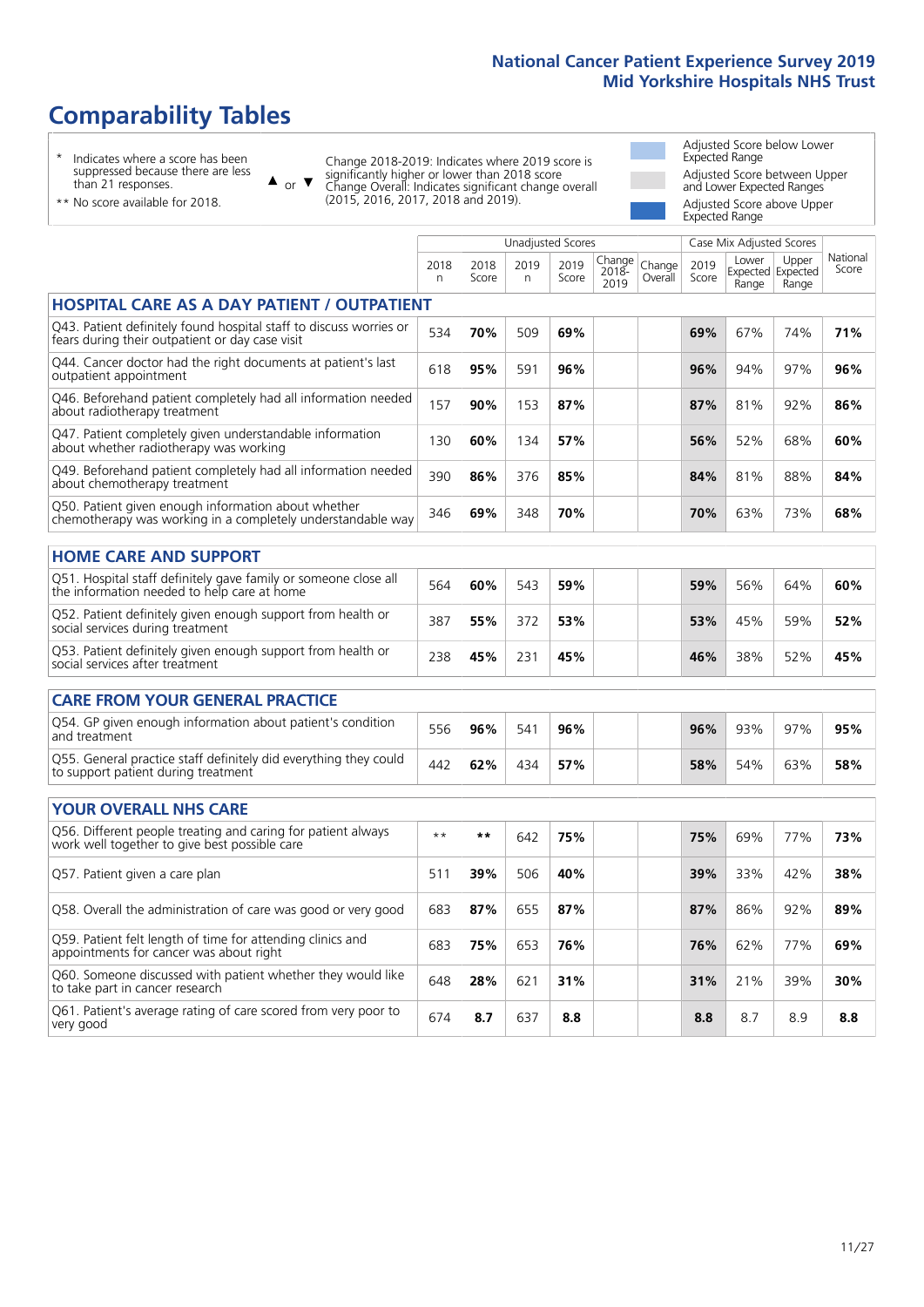# Comparability Tables

- \* Indicates where a score has been suppressed because there are less than 21 responses.
- \*\* No score available for 2018.

▲ or ▼ Change 2018-2019: Indicates where 2019 score is significantly higher or lower than 2018 score. Change Overall: Indicates significant change overall (2015, 2016, 2017, 2018 and 2019).

- Adjusted Score below Lower Expected Range
- Adjusted Score between Upper and Lower Expected Ranges
- Adjusted Score above Upper Expected Range

| | Unadjusted Scores | | | | | | Case Mix Adjusted Scores | | | |
|---|---|---|---|---|---|---|---|---|---|---|
| | 2018 n | 2018 Score | 2019 n | 2019 Score | Change 2018-2019 | Change Overall | 2019 Score | Lower Expected Range | Upper Expected Range | National Score |
| **HOSPITAL CARE AS A DAY PATIENT / OUTPATIENT** | | | | | | | | | | |
| Q43. Patient definitely found hospital staff to discuss worries or fears during their outpatient or day case visit | 534 | **70%** | 509 | **69%** | | | **69%** | 67% | 74% | **71%** |
| Q44. Cancer doctor had the right documents at patient's last outpatient appointment | 618 | **95%** | 591 | **96%** | | | **96%** | 94% | 97% | **96%** |
| Q46. Beforehand patient completely had all information needed about radiotherapy treatment | 157 | **90%** | 153 | **87%** | | | **87%** | 81% | 92% | **86%** |
| Q47. Patient completely given understandable information about whether radiotherapy was working | 130 | **60%** | 134 | **57%** | | | **56%** | 52% | 68% | **60%** |
| Q49. Beforehand patient completely had all information needed about chemotherapy treatment | 390 | **86%** | 376 | **85%** | | | **84%** | 81% | 88% | **84%** |
| Q50. Patient given enough information about whether chemotherapy was working in a completely understandable way | 346 | **69%** | 348 | **70%** | | | **70%** | 63% | 73% | **68%** |
| **HOME CARE AND SUPPORT** | | | | | | | | | | |
| Q51. Hospital staff definitely gave family or someone close all the information needed to help care at home | 564 | **60%** | 543 | **59%** | | | **59%** | 56% | 64% | **60%** |
| Q52. Patient definitely given enough support from health or social services during treatment | 387 | **55%** | 372 | **53%** | | | **53%** | 45% | 59% | **52%** |
| Q53. Patient definitely given enough support from health or social services after treatment | 238 | **45%** | 231 | **45%** | | | **46%** | 38% | 52% | **45%** |
| **CARE FROM YOUR GENERAL PRACTICE** | | | | | | | | | | |
| Q54. GP given enough information about patient's condition and treatment | 556 | **96%** | 541 | **96%** | | | **96%** | 93% | 97% | **95%** |
| Q55. General practice staff definitely did everything they could to support patient during treatment | 442 | **62%** | 434 | **57%** | | | **58%** | 54% | 63% | **58%** |
| **YOUR OVERALL NHS CARE** | | | | | | | | | | |
| Q56. Different people treating and caring for patient always work well together to give best possible care | ** | ** | 642 | **75%** | | | **75%** | 69% | 77% | **73%** |
| Q57. Patient given a care plan | 511 | **39%** | 506 | **40%** | | | **39%** | 33% | 42% | **38%** |
| Q58. Overall the administration of care was good or very good | 683 | **87%** | 655 | **87%** | | | **87%** | 86% | 92% | **89%** |
| Q59. Patient felt length of time for attending clinics and appointments for cancer was about right | 683 | **75%** | 653 | **76%** | | | **76%** | 62% | 77% | **69%** |
| Q60. Someone discussed with patient whether they would like to take part in cancer research | 648 | **28%** | 621 | **31%** | | | **31%** | 21% | 39% | **30%** |
| Q61. Patient's average rating of care scored from very poor to very good | 674 | **8.7** | 637 | **8.8** | | | **8.8** | 8.7 | 8.9 | **8.8** |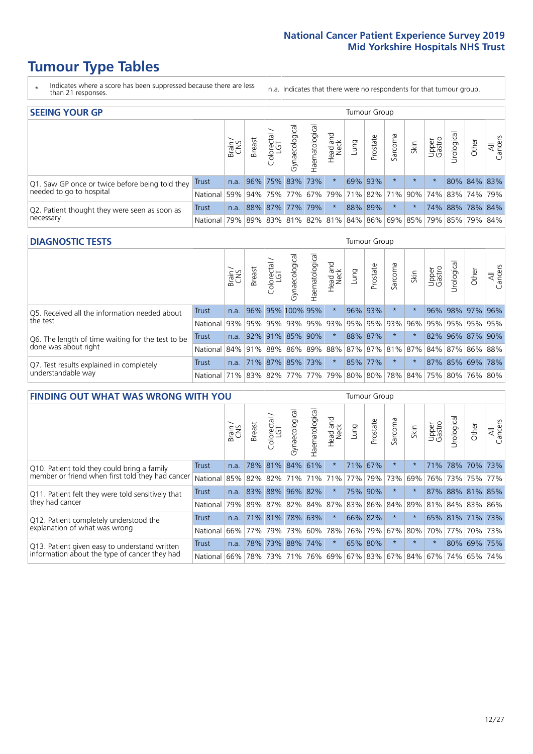# Tumour Type Tables

\* Indicates where a score has been suppressed because there are less than 21 responses.

n.a. Indicates that there were no respondents for that tumour group.

## SEEING YOUR GP

| | | Brain / CNS | Breast | Colorectal / LGT | Gynaecological | Haematological | Head and Neck | Lung | Prostate | Sarcoma | Skin | Upper Gastro | Urological | Other | All Cancers |
|---|---|---|---|---|---|---|---|---|---|---|---|---|---|---|---|
| Q1. Saw GP once or twice before being told they needed to go to hospital | Trust | n.a. | 96% | 75% | 83% | 73% | * | 69% | 93% | * | * | * | 80% | 84% | 83% |
| | National | 59% | 94% | 75% | 77% | 67% | 79% | 71% | 82% | 71% | 90% | 74% | 83% | 74% | 79% |
| Q2. Patient thought they were seen as soon as necessary | Trust | n.a. | 88% | 87% | 77% | 79% | * | 88% | 89% | * | * | 74% | 88% | 78% | 84% |
| | National | 79% | 89% | 83% | 81% | 82% | 81% | 84% | 86% | 69% | 85% | 79% | 85% | 79% | 84% |

## DIAGNOSTIC TESTS

| | | Brain / CNS | Breast | Colorectal / LGT | Gynaecological | Haematological | Head and Neck | Lung | Prostate | Sarcoma | Skin | Upper Gastro | Urological | Other | All Cancers |
|---|---|---|---|---|---|---|---|---|---|---|---|---|---|---|---|
| Q5. Received all the information needed about the test | Trust | n.a. | 96% | 95% | 100% | 95% | * | 96% | 93% | * | * | 96% | 98% | 97% | 96% |
| | National | 93% | 95% | 95% | 93% | 95% | 93% | 95% | 95% | 93% | 96% | 95% | 95% | 95% | 95% |
| Q6. The length of time waiting for the test to be done was about right | Trust | n.a. | 92% | 91% | 85% | 90% | * | 88% | 87% | * | * | 82% | 96% | 87% | 90% |
| | National | 84% | 91% | 88% | 86% | 89% | 88% | 87% | 87% | 81% | 87% | 84% | 87% | 86% | 88% |
| Q7. Test results explained in completely understandable way | Trust | n.a. | 71% | 87% | 85% | 73% | * | 85% | 77% | * | * | 87% | 85% | 69% | 78% |
| | National | 71% | 83% | 82% | 77% | 77% | 79% | 80% | 80% | 78% | 84% | 75% | 80% | 76% | 80% |

## FINDING OUT WHAT WAS WRONG WITH YOU

| | | Brain / CNS | Breast | Colorectal / LGT | Gynaecological | Haematological | Head and Neck | Lung | Prostate | Sarcoma | Skin | Upper Gastro | Urological | Other | All Cancers |
|---|---|---|---|---|---|---|---|---|---|---|---|---|---|---|---|
| Q10. Patient told they could bring a family member or friend when first told they had cancer | Trust | n.a. | 78% | 81% | 84% | 61% | * | 71% | 67% | * | * | 71% | 78% | 70% | 73% |
| | National | 85% | 82% | 82% | 71% | 71% | 71% | 77% | 79% | 73% | 69% | 76% | 73% | 75% | 77% |
| Q11. Patient felt they were told sensitively that they had cancer | Trust | n.a. | 83% | 88% | 96% | 82% | * | 75% | 90% | * | * | 87% | 88% | 81% | 85% |
| | National | 79% | 89% | 87% | 82% | 84% | 87% | 83% | 86% | 84% | 89% | 81% | 84% | 83% | 86% |
| Q12. Patient completely understood the explanation of what was wrong | Trust | n.a. | 71% | 81% | 78% | 63% | * | 66% | 82% | * | * | 65% | 81% | 71% | 73% |
| | National | 66% | 77% | 79% | 73% | 60% | 78% | 76% | 79% | 67% | 80% | 70% | 77% | 70% | 73% |
| Q13. Patient given easy to understand written information about the type of cancer they had | Trust | n.a. | 78% | 73% | 88% | 74% | * | 65% | 80% | * | * | * | 80% | 69% | 75% |
| | National | 66% | 78% | 73% | 71% | 76% | 69% | 67% | 83% | 67% | 84% | 67% | 74% | 65% | 74% |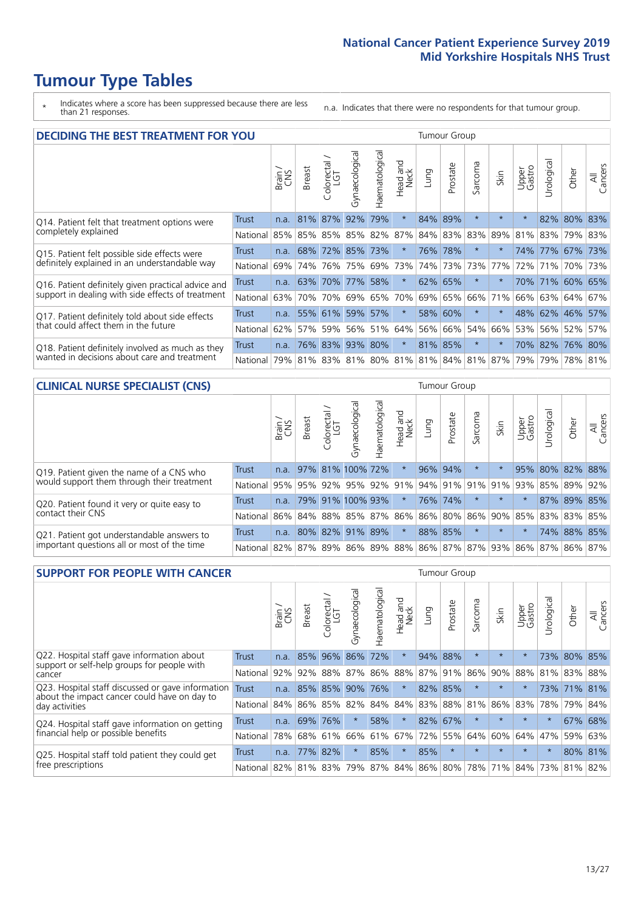# Tumour Type Tables

\* Indicates where a score has been suppressed because there are less than 21 responses.

n.a. Indicates that there were no respondents for that tumour group.

## DECIDING THE BEST TREATMENT FOR YOU

| | | Brain / CNS | Breast | Colorectal / LGT | Gynaecological | Haematological | Head and Neck | Lung | Prostate | Sarcoma | Skin | Upper Gastro | Urological | Other | All Cancers |
|---|---|---|---|---|---|---|---|---|---|---|---|---|---|---|---|
| Q14. Patient felt that treatment options were completely explained | Trust | n.a. | 81% | 87% | 92% | 79% | * | 84% | 89% | * | * | * | 82% | 80% | 83% |
| | National | 85% | 85% | 85% | 85% | 82% | 87% | 84% | 83% | 83% | 89% | 81% | 83% | 79% | 83% |
| Q15. Patient felt possible side effects were definitely explained in an understandable way | Trust | n.a. | 68% | 72% | 85% | 73% | * | 76% | 78% | * | * | 74% | 77% | 67% | 73% |
| | National | 69% | 74% | 76% | 75% | 69% | 73% | 74% | 73% | 73% | 77% | 72% | 71% | 70% | 73% |
| Q16. Patient definitely given practical advice and support in dealing with side effects of treatment | Trust | n.a. | 63% | 70% | 77% | 58% | * | 62% | 65% | * | * | 70% | 71% | 60% | 65% |
| | National | 63% | 70% | 70% | 69% | 65% | 70% | 69% | 65% | 66% | 71% | 66% | 63% | 64% | 67% |
| Q17. Patient definitely told about side effects that could affect them in the future | Trust | n.a. | 55% | 61% | 59% | 57% | * | 58% | 60% | * | * | 48% | 62% | 46% | 57% |
| | National | 62% | 57% | 59% | 56% | 51% | 64% | 56% | 66% | 54% | 66% | 53% | 56% | 52% | 57% |
| Q18. Patient definitely involved as much as they wanted in decisions about care and treatment | Trust | n.a. | 76% | 83% | 93% | 80% | * | 81% | 85% | * | * | 70% | 82% | 76% | 80% |
| | National | 79% | 81% | 83% | 81% | 80% | 81% | 81% | 84% | 81% | 87% | 79% | 79% | 78% | 81% |

## CLINICAL NURSE SPECIALIST (CNS)

| | | Brain / CNS | Breast | Colorectal / LGT | Gynaecological | Haematological | Head and Neck | Lung | Prostate | Sarcoma | Skin | Upper Gastro | Urological | Other | All Cancers |
|---|---|---|---|---|---|---|---|---|---|---|---|---|---|---|---|
| Q19. Patient given the name of a CNS who would support them through their treatment | Trust | n.a. | 97% | 81% | 100% | 72% | * | 96% | 94% | * | * | 95% | 80% | 82% | 88% |
| | National | 95% | 95% | 92% | 95% | 92% | 91% | 94% | 91% | 91% | 91% | 93% | 85% | 89% | 92% |
| Q20. Patient found it very or quite easy to contact their CNS | Trust | n.a. | 79% | 91% | 100% | 93% | * | 76% | 74% | * | * | * | 87% | 89% | 85% |
| | National | 86% | 84% | 88% | 85% | 87% | 86% | 86% | 80% | 86% | 90% | 85% | 83% | 83% | 85% |
| Q21. Patient got understandable answers to important questions all or most of the time | Trust | n.a. | 80% | 82% | 91% | 89% | * | 88% | 85% | * | * | * | 74% | 88% | 85% |
| | National | 82% | 87% | 89% | 86% | 89% | 88% | 86% | 87% | 87% | 93% | 86% | 87% | 86% | 87% |

## SUPPORT FOR PEOPLE WITH CANCER

| | | Brain / CNS | Breast | Colorectal / LGT | Gynaecological | Haematological | Head and Neck | Lung | Prostate | Sarcoma | Skin | Upper Gastro | Urological | Other | All Cancers |
|---|---|---|---|---|---|---|---|---|---|---|---|---|---|---|---|
| Q22. Hospital staff gave information about support or self-help groups for people with cancer | Trust | n.a. | 85% | 96% | 86% | 72% | * | 94% | 88% | * | * | * | 73% | 80% | 85% |
| | National | 92% | 92% | 88% | 87% | 86% | 88% | 87% | 91% | 86% | 90% | 88% | 81% | 83% | 88% |
| Q23. Hospital staff discussed or gave information about the impact cancer could have on day to day activities | Trust | n.a. | 85% | 85% | 90% | 76% | * | 82% | 85% | * | * | * | 73% | 71% | 81% |
| | National | 84% | 86% | 85% | 82% | 84% | 84% | 83% | 88% | 81% | 86% | 83% | 78% | 79% | 84% |
| Q24. Hospital staff gave information on getting financial help or possible benefits | Trust | n.a. | 69% | 76% | * | 58% | * | 82% | 67% | * | * | * | * | 67% | 68% |
| | National | 78% | 68% | 61% | 66% | 61% | 67% | 72% | 55% | 64% | 60% | 64% | 47% | 59% | 63% |
| Q25. Hospital staff told patient they could get free prescriptions | Trust | n.a. | 77% | 82% | * | 85% | * | 85% | * | * | * | * | * | 80% | 81% |
| | National | 82% | 81% | 83% | 79% | 87% | 84% | 86% | 80% | 78% | 71% | 84% | 73% | 81% | 82% |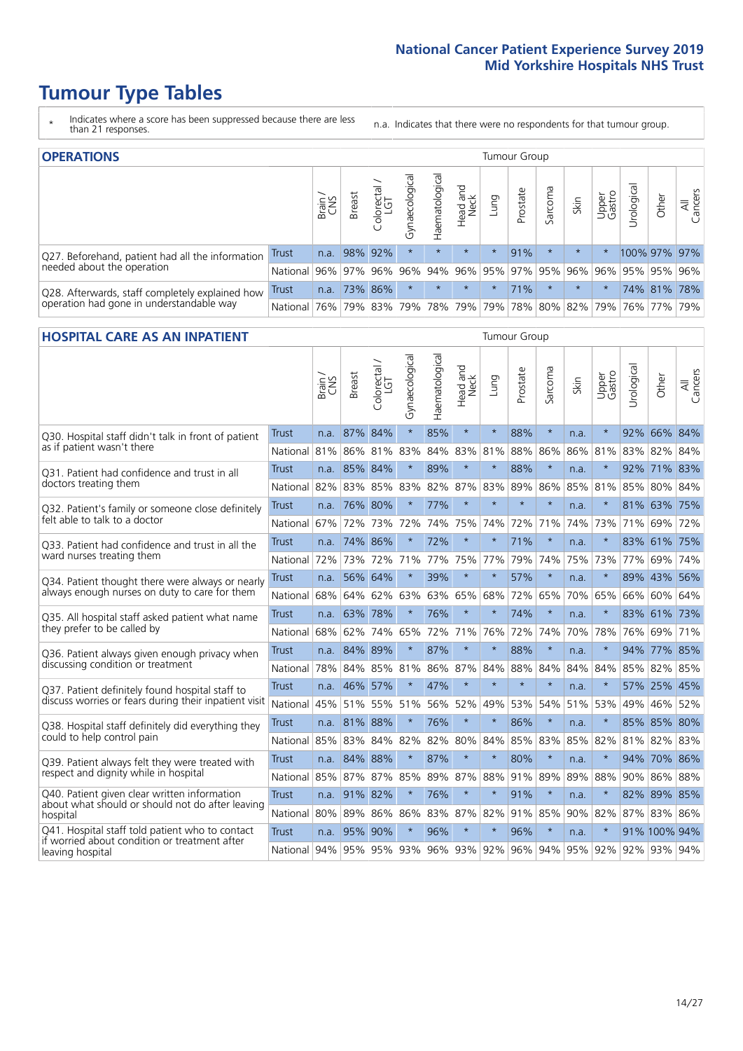# Tumour Type Tables

\* Indicates where a score has been suppressed because there are less than 21 responses.

n.a. Indicates that there were no respondents for that tumour group.

## OPERATIONS

| | | Brain / CNS | Breast | Colorectal / LGT | Gynaecological | Haematological | Head and Neck | Lung | Prostate | Sarcoma | Skin | Upper Gastro | Urological | Other | All Cancers |
|---|---|---|---|---|---|---|---|---|---|---|---|---|---|---|---|
| Q27. Beforehand, patient had all the information needed about the operation | Trust | n.a. | 98% | 92% | * | * | * | * | 91% | * | * | * | 100% | 97% | 97% |
| | National | 96% | 97% | 96% | 96% | 94% | 96% | 95% | 97% | 95% | 96% | 96% | 95% | 95% | 96% |
| Q28. Afterwards, staff completely explained how operation had gone in understandable way | Trust | n.a. | 73% | 86% | * | * | * | * | 71% | * | * | * | 74% | 81% | 78% |
| | National | 76% | 79% | 83% | 79% | 78% | 79% | 79% | 78% | 80% | 82% | 79% | 76% | 77% | 79% |

## HOSPITAL CARE AS AN INPATIENT

| | | Brain / CNS | Breast | Colorectal / LGT | Gynaecological | Haematological | Head and Neck | Lung | Prostate | Sarcoma | Skin | Upper Gastro | Urological | Other | All Cancers |
|---|---|---|---|---|---|---|---|---|---|---|---|---|---|---|---|
| Q30. Hospital staff didn't talk in front of patient as if patient wasn't there | Trust | n.a. | 87% | 84% | * | 85% | * | * | 88% | * | n.a. | * | 92% | 66% | 84% |
| | National | 81% | 86% | 81% | 83% | 84% | 83% | 81% | 88% | 86% | 86% | 81% | 83% | 82% | 84% |
| Q31. Patient had confidence and trust in all doctors treating them | Trust | n.a. | 85% | 84% | * | 89% | * | * | 88% | * | n.a. | * | 92% | 71% | 83% |
| | National | 82% | 83% | 85% | 83% | 82% | 87% | 83% | 89% | 86% | 85% | 81% | 85% | 80% | 84% |
| Q32. Patient's family or someone close definitely felt able to talk to a doctor | Trust | n.a. | 76% | 80% | * | 77% | * | * | * | * | n.a. | * | 81% | 63% | 75% |
| | National | 67% | 72% | 73% | 72% | 74% | 75% | 74% | 72% | 71% | 74% | 73% | 71% | 69% | 72% |
| Q33. Patient had confidence and trust in all the ward nurses treating them | Trust | n.a. | 74% | 86% | * | 72% | * | * | 71% | * | n.a. | * | 83% | 61% | 75% |
| | National | 72% | 73% | 72% | 71% | 77% | 75% | 77% | 79% | 74% | 75% | 73% | 77% | 69% | 74% |
| Q34. Patient thought there were always or nearly always enough nurses on duty to care for them | Trust | n.a. | 56% | 64% | * | 39% | * | * | 57% | * | n.a. | * | 89% | 43% | 56% |
| | National | 68% | 64% | 62% | 63% | 63% | 65% | 68% | 72% | 65% | 70% | 65% | 66% | 60% | 64% |
| Q35. All hospital staff asked patient what name they prefer to be called by | Trust | n.a. | 63% | 78% | * | 76% | * | * | 74% | * | n.a. | * | 83% | 61% | 73% |
| | National | 68% | 62% | 74% | 65% | 72% | 71% | 76% | 72% | 74% | 70% | 78% | 76% | 69% | 71% |
| Q36. Patient always given enough privacy when discussing condition or treatment | Trust | n.a. | 84% | 89% | * | 87% | * | * | 88% | * | n.a. | * | 94% | 77% | 85% |
| | National | 78% | 84% | 85% | 81% | 86% | 87% | 84% | 88% | 84% | 84% | 84% | 85% | 82% | 85% |
| Q37. Patient definitely found hospital staff to discuss worries or fears during their inpatient visit | Trust | n.a. | 46% | 57% | * | 47% | * | * | * | * | n.a. | * | 57% | 25% | 45% |
| | National | 45% | 51% | 55% | 51% | 56% | 52% | 49% | 53% | 54% | 51% | 53% | 49% | 46% | 52% |
| Q38. Hospital staff definitely did everything they could to help control pain | Trust | n.a. | 81% | 88% | * | 76% | * | * | 86% | * | n.a. | * | 85% | 85% | 80% |
| | National | 85% | 83% | 84% | 82% | 82% | 80% | 84% | 85% | 83% | 85% | 82% | 81% | 82% | 83% |
| Q39. Patient always felt they were treated with respect and dignity while in hospital | Trust | n.a. | 84% | 88% | * | 87% | * | * | 80% | * | n.a. | * | 94% | 70% | 86% |
| | National | 85% | 87% | 87% | 85% | 89% | 87% | 88% | 91% | 89% | 89% | 88% | 90% | 86% | 88% |
| Q40. Patient given clear written information about what should or should not do after leaving hospital | Trust | n.a. | 91% | 82% | * | 76% | * | * | 91% | * | n.a. | * | 82% | 89% | 85% |
| | National | 80% | 89% | 86% | 86% | 83% | 87% | 82% | 91% | 85% | 90% | 82% | 87% | 83% | 86% |
| Q41. Hospital staff told patient who to contact if worried about condition or treatment after leaving hospital | Trust | n.a. | 95% | 90% | * | 96% | * | * | 96% | * | n.a. | * | 91% | 100% | 94% |
| | National | 94% | 95% | 95% | 93% | 96% | 93% | 92% | 96% | 94% | 95% | 92% | 92% | 93% | 94% |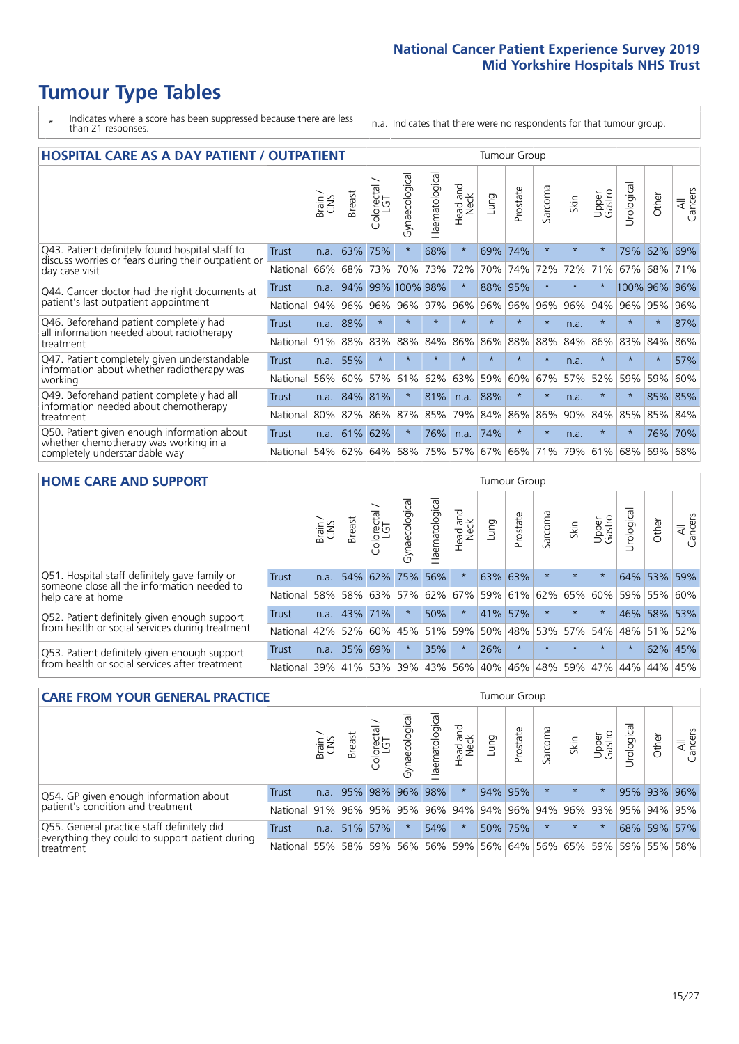# Tumour Type Tables

\* Indicates where a score has been suppressed because there are less than 21 responses.

n.a. Indicates that there were no respondents for that tumour group.

## HOSPITAL CARE AS A DAY PATIENT / OUTPATIENT

| | | Brain / CNS | Breast | Colorectal / LGT | Gynaecological | Haematological | Head and Neck | Lung | Prostate | Sarcoma | Skin | Upper Gastro | Urological | Other | All Cancers |
|---|---|---|---|---|---|---|---|---|---|---|---|---|---|---|---|
| Q43. Patient definitely found hospital staff to discuss worries or fears during their outpatient or day case visit | Trust | n.a. | 63% | 75% | * | 68% | * | 69% | 74% | * | * | * | 79% | 62% | 69% |
| | National | 66% | 68% | 73% | 70% | 73% | 72% | 70% | 74% | 72% | 72% | 71% | 67% | 68% | 71% |
| Q44. Cancer doctor had the right documents at patient's last outpatient appointment | Trust | n.a. | 94% | 99% | 100% | 98% | * | 88% | 95% | * | * | * | 100% | 96% | 96% |
| | National | 94% | 96% | 96% | 96% | 97% | 96% | 96% | 96% | 96% | 96% | 94% | 96% | 95% | 96% |
| Q46. Beforehand patient completely had all information needed about radiotherapy treatment | Trust | n.a. | 88% | * | * | * | * | * | * | * | n.a. | * | * | * | 87% |
| | National | 91% | 88% | 83% | 88% | 84% | 86% | 86% | 88% | 88% | 84% | 86% | 83% | 84% | 86% |
| Q47. Patient completely given understandable information about whether radiotherapy was working | Trust | n.a. | 55% | * | * | * | * | * | * | * | n.a. | * | * | * | 57% |
| | National | 56% | 60% | 57% | 61% | 62% | 63% | 59% | 60% | 67% | 57% | 52% | 59% | 59% | 60% |
| Q49. Beforehand patient completely had all information needed about chemotherapy treatment | Trust | n.a. | 84% | 81% | * | 81% | n.a. | 88% | * | * | n.a. | * | * | 85% | 85% |
| | National | 80% | 82% | 86% | 87% | 85% | 79% | 84% | 86% | 86% | 90% | 84% | 85% | 85% | 84% |
| Q50. Patient given enough information about whether chemotherapy was working in a completely understandable way | Trust | n.a. | 61% | 62% | * | 76% | n.a. | 74% | * | * | n.a. | * | * | 76% | 70% |
| | National | 54% | 62% | 64% | 68% | 75% | 57% | 67% | 66% | 71% | 79% | 61% | 68% | 69% | 68% |

## HOME CARE AND SUPPORT

| | | Brain / CNS | Breast | Colorectal / LGT | Gynaecological | Haematological | Head and Neck | Lung | Prostate | Sarcoma | Skin | Upper Gastro | Urological | Other | All Cancers |
|---|---|---|---|---|---|---|---|---|---|---|---|---|---|---|---|
| Q51. Hospital staff definitely gave family or someone close all the information needed to help care at home | Trust | n.a. | 54% | 62% | 75% | 56% | * | 63% | 63% | * | * | * | 64% | 53% | 59% |
| | National | 58% | 58% | 63% | 57% | 62% | 67% | 59% | 61% | 62% | 65% | 60% | 59% | 55% | 60% |
| Q52. Patient definitely given enough support from health or social services during treatment | Trust | n.a. | 43% | 71% | * | 50% | * | 41% | 57% | * | * | * | 46% | 58% | 53% |
| | National | 42% | 52% | 60% | 45% | 51% | 59% | 50% | 48% | 53% | 57% | 54% | 48% | 51% | 52% |
| Q53. Patient definitely given enough support from health or social services after treatment | Trust | n.a. | 35% | 69% | * | 35% | * | 26% | * | * | * | * | * | 62% | 45% |
| | National | 39% | 41% | 53% | 39% | 43% | 56% | 40% | 46% | 48% | 59% | 47% | 44% | 44% | 45% |

## CARE FROM YOUR GENERAL PRACTICE

| | | Brain / CNS | Breast | Colorectal / LGT | Gynaecological | Haematological | Head and Neck | Lung | Prostate | Sarcoma | Skin | Upper Gastro | Urological | Other | All Cancers |
|---|---|---|---|---|---|---|---|---|---|---|---|---|---|---|---|
| Q54. GP given enough information about patient's condition and treatment | Trust | n.a. | 95% | 98% | 96% | 98% | * | 94% | 95% | * | * | * | 95% | 93% | 96% |
| | National | 91% | 96% | 95% | 95% | 96% | 94% | 94% | 96% | 94% | 96% | 93% | 95% | 94% | 95% |
| Q55. General practice staff definitely did everything they could to support patient during treatment | Trust | n.a. | 51% | 57% | * | 54% | * | 50% | 75% | * | * | * | 68% | 59% | 57% |
| | National | 55% | 58% | 59% | 56% | 56% | 59% | 56% | 64% | 56% | 65% | 59% | 59% | 55% | 58% |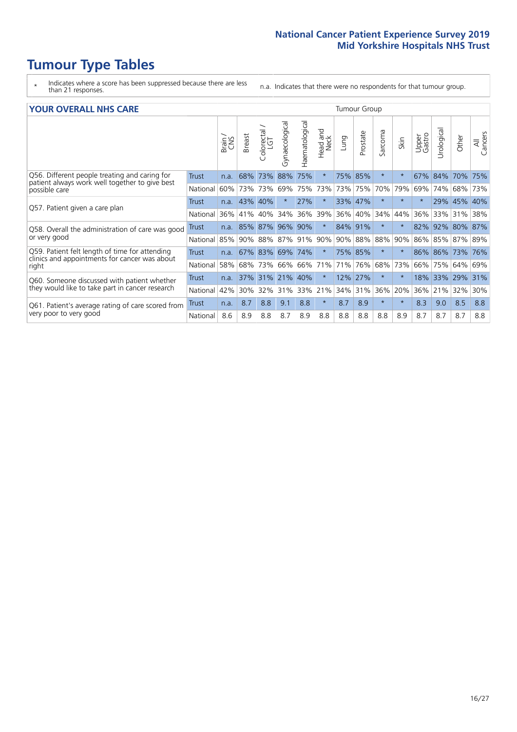# Tumour Type Tables

\* Indicates where a score has been suppressed because there are less than 21 responses.

n.a. Indicates that there were no respondents for that tumour group.

## YOUR OVERALL NHS CARE

| | | Brain / CNS | Breast | Colorectal / LGT | Gynaecological | Haematological | Head and Neck | Lung | Prostate | Sarcoma | Skin | Upper Gastro | Urological | Other | All Cancers |
|---|---|---|---|---|---|---|---|---|---|---|---|---|---|---|---|
| Q56. Different people treating and caring for patient always work well together to give best possible care | Trust | n.a. | 68% | 73% | 88% | 75% | * | 75% | 85% | * | * | 67% | 84% | 70% | 75% |
| | National | 60% | 73% | 73% | 69% | 75% | 73% | 73% | 75% | 70% | 79% | 69% | 74% | 68% | 73% |
| Q57. Patient given a care plan | Trust | n.a. | 43% | 40% | * | 27% | * | 33% | 47% | * | * | * | 29% | 45% | 40% |
| | National | 36% | 41% | 40% | 34% | 36% | 39% | 36% | 40% | 34% | 44% | 36% | 33% | 31% | 38% |
| Q58. Overall the administration of care was good or very good | Trust | n.a. | 85% | 87% | 96% | 90% | * | 84% | 91% | * | * | 82% | 92% | 80% | 87% |
| | National | 85% | 90% | 88% | 87% | 91% | 90% | 90% | 88% | 88% | 90% | 86% | 85% | 87% | 89% |
| Q59. Patient felt length of time for attending clinics and appointments for cancer was about right | Trust | n.a. | 67% | 83% | 69% | 74% | * | 75% | 85% | * | * | 86% | 86% | 73% | 76% |
| | National | 58% | 68% | 73% | 66% | 66% | 71% | 71% | 76% | 68% | 73% | 66% | 75% | 64% | 69% |
| Q60. Someone discussed with patient whether they would like to take part in cancer research | Trust | n.a. | 37% | 31% | 21% | 40% | * | 12% | 27% | * | * | 18% | 33% | 29% | 31% |
| | National | 42% | 30% | 32% | 31% | 33% | 21% | 34% | 31% | 36% | 20% | 36% | 21% | 32% | 30% |
| Q61. Patient's average rating of care scored from very poor to very good | Trust | n.a. | 8.7 | 8.8 | 9.1 | 8.8 | * | 8.7 | 8.9 | * | * | 8.3 | 9.0 | 8.5 | 8.8 |
| | National | 8.6 | 8.9 | 8.8 | 8.7 | 8.9 | 8.8 | 8.8 | 8.8 | 8.8 | 8.9 | 8.7 | 8.7 | 8.7 | 8.8 |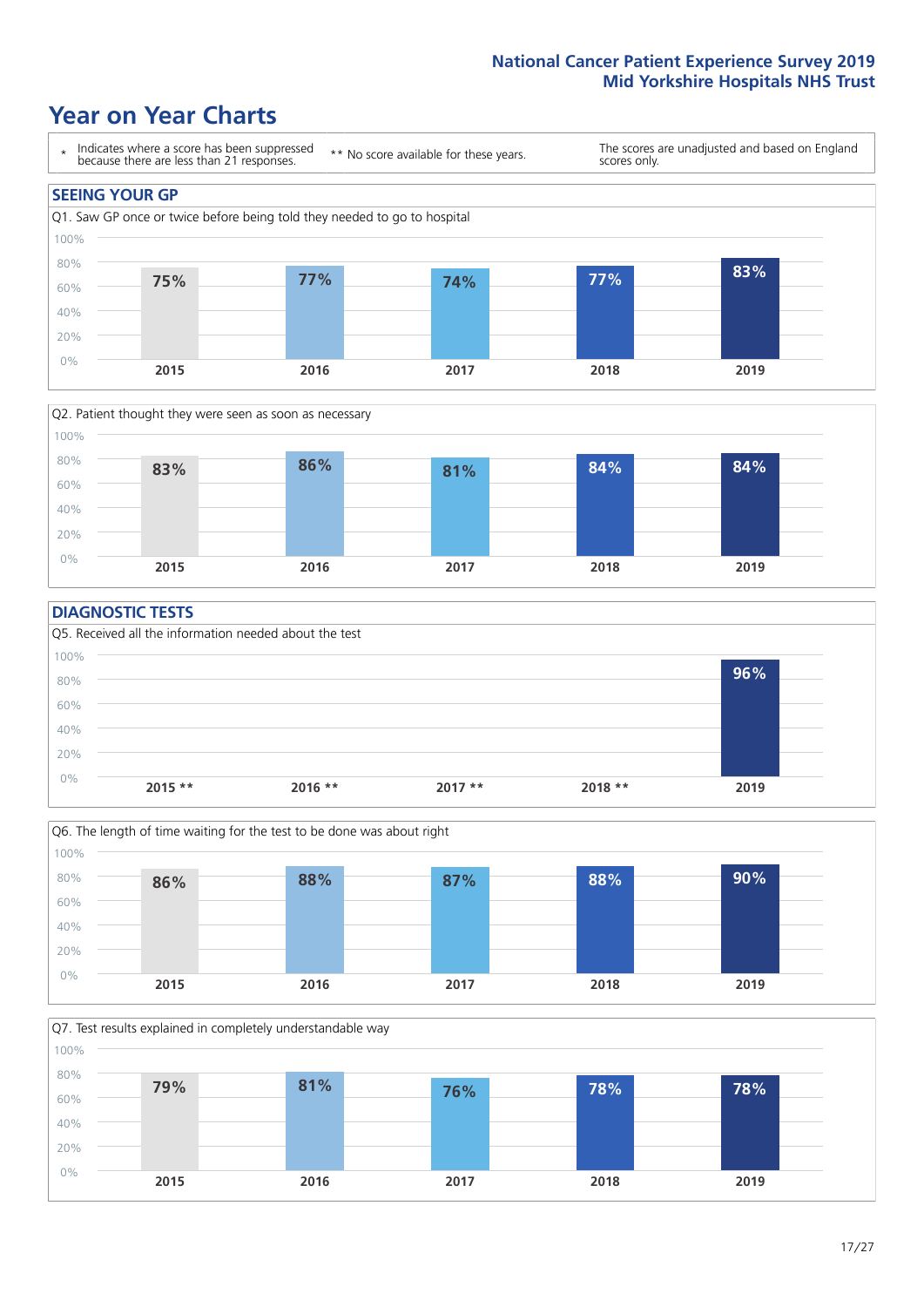# Year on Year Charts

\* Indicates where a score has been suppressed because there are less than 21 responses.

** No score available for these years.

The scores are unadjusted and based on England scores only.

## SEEING YOUR GP

Q1. Saw GP once or twice before being told they needed to go to hospital

| 2015 | 2016 | 2017 | 2018 | 2019 |
|---|---|---|---|---|
| 75% | 77% | 74% | 77% | 83% |

Q2. Patient thought they were seen as soon as necessary

| 2015 | 2016 | 2017 | 2018 | 2019 |
|---|---|---|---|---|
| 83% | 86% | 81% | 84% | 84% |

## DIAGNOSTIC TESTS

Q5. Received all the information needed about the test

| 2015 ** | 2016 ** | 2017 ** | 2018 ** | 2019 |
|---|---|---|---|---|
| | | | | 96% |

Q6. The length of time waiting for the test to be done was about right

| 2015 | 2016 | 2017 | 2018 | 2019 |
|---|---|---|---|---|
| 86% | 88% | 87% | 88% | 90% |

Q7. Test results explained in completely understandable way

| 2015 | 2016 | 2017 | 2018 | 2019 |
|---|---|---|---|---|
| 79% | 81% | 76% | 78% | 78% |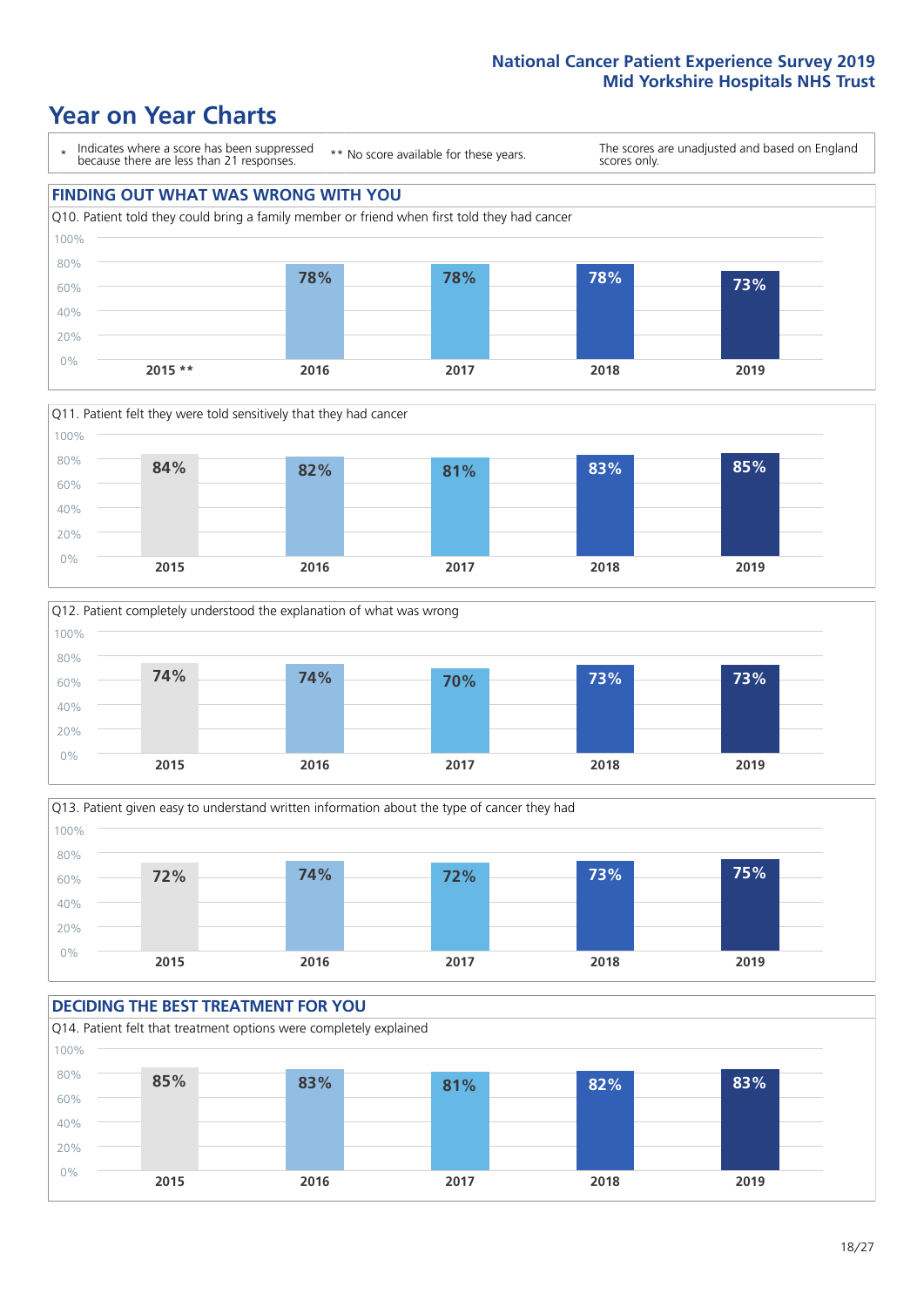## National Cancer Patient Experience Survey 2019
## Mid Yorkshire Hospitals NHS Trust

# Year on Year Charts

\* Indicates where a score has been suppressed because there are less than 21 responses. ** No score available for these years. The scores are unadjusted and based on England scores only.

## FINDING OUT WHAT WAS WRONG WITH YOU

Q10. Patient told they could bring a family member or friend when first told they had cancer

| 2015 ** | 2016 | 2017 | 2018 | 2019 |
|---|---|---|---|---|
| | 78% | 78% | 78% | 73% |

Q11. Patient felt they were told sensitively that they had cancer

| 2015 | 2016 | 2017 | 2018 | 2019 |
|---|---|---|---|---|
| 84% | 82% | 81% | 83% | 85% |

Q12. Patient completely understood the explanation of what was wrong

| 2015 | 2016 | 2017 | 2018 | 2019 |
|---|---|---|---|---|
| 74% | 74% | 70% | 73% | 73% |

Q13. Patient given easy to understand written information about the type of cancer they had

| 2015 | 2016 | 2017 | 2018 | 2019 |
|---|---|---|---|---|
| 72% | 74% | 72% | 73% | 75% |

## DECIDING THE BEST TREATMENT FOR YOU

Q14. Patient felt that treatment options were completely explained

| 2015 | 2016 | 2017 | 2018 | 2019 |
|---|---|---|---|---|
| 85% | 83% | 81% | 82% | 83% |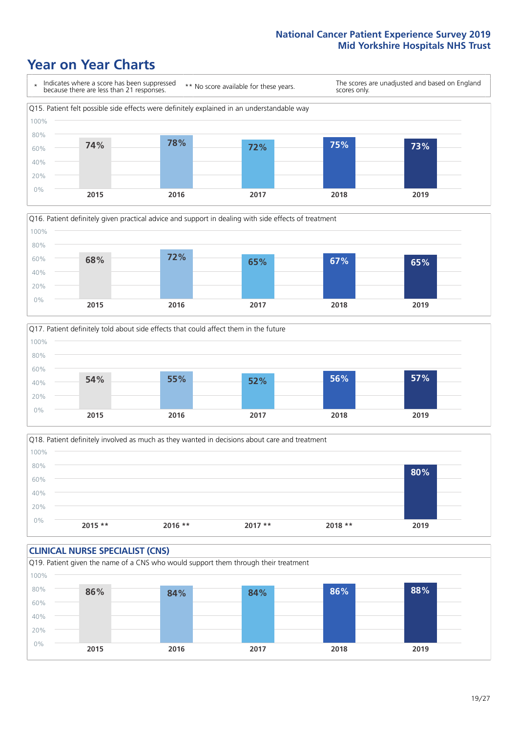# Year on Year Charts

\* Indicates where a score has been suppressed because there are less than 21 responses.

** No score available for these years.

The scores are unadjusted and based on England scores only.

Q15. Patient felt possible side effects were definitely explained in an understandable way

| 2015 | 2016 | 2017 | 2018 | 2019 |
|---|---|---|---|---|
| 74% | 78% | 72% | 75% | 73% |

Q16. Patient definitely given practical advice and support in dealing with side effects of treatment

| 2015 | 2016 | 2017 | 2018 | 2019 |
|---|---|---|---|---|
| 68% | 72% | 65% | 67% | 65% |

Q17. Patient definitely told about side effects that could affect them in the future

| 2015 | 2016 | 2017 | 2018 | 2019 |
|---|---|---|---|---|
| 54% | 55% | 52% | 56% | 57% |

Q18. Patient definitely involved as much as they wanted in decisions about care and treatment

| 2015 ** | 2016 ** | 2017 ** | 2018 ** | 2019 |
|---|---|---|---|---|
| | | | | 80% |

## CLINICAL NURSE SPECIALIST (CNS)

Q19. Patient given the name of a CNS who would support them through their treatment

| 2015 | 2016 | 2017 | 2018 | 2019 |
|---|---|---|---|---|
| 86% | 84% | 84% | 86% | 88% |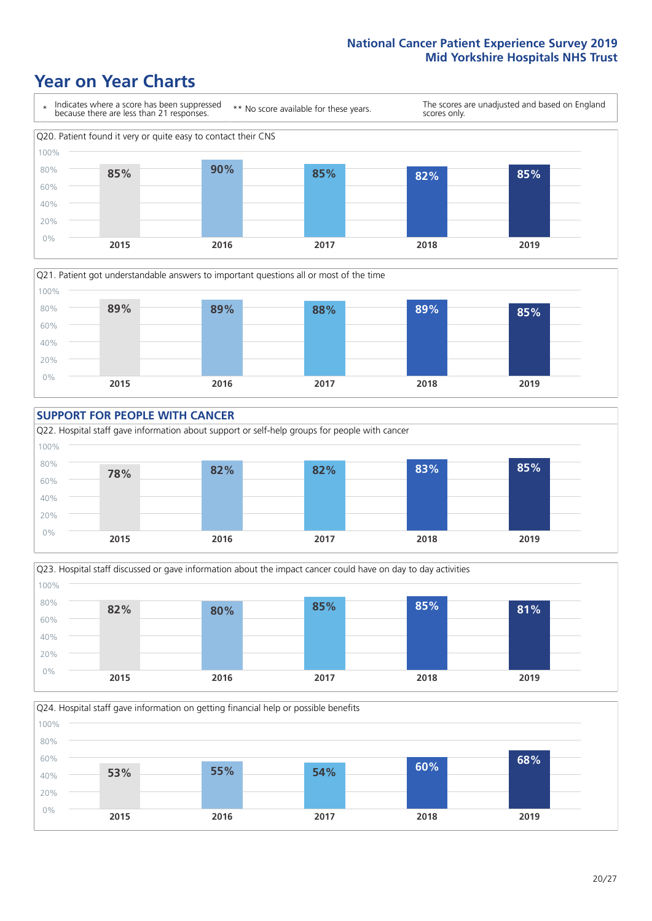# Year on Year Charts

\* Indicates where a score has been suppressed because there are less than 21 responses.

** No score available for these years.

The scores are unadjusted and based on England scores only.

Q20. Patient found it very or quite easy to contact their CNS

| 2015 | 2016 | 2017 | 2018 | 2019 |
|---|---|---|---|---|
| 85% | 90% | 85% | 82% | 85% |

Q21. Patient got understandable answers to important questions all or most of the time

| 2015 | 2016 | 2017 | 2018 | 2019 |
|---|---|---|---|---|
| 89% | 89% | 88% | 89% | 85% |

## SUPPORT FOR PEOPLE WITH CANCER

Q22. Hospital staff gave information about support or self-help groups for people with cancer

| 2015 | 2016 | 2017 | 2018 | 2019 |
|---|---|---|---|---|
| 78% | 82% | 82% | 83% | 85% |

Q23. Hospital staff discussed or gave information about the impact cancer could have on day to day activities

| 2015 | 2016 | 2017 | 2018 | 2019 |
|---|---|---|---|---|
| 82% | 80% | 85% | 85% | 81% |

Q24. Hospital staff gave information on getting financial help or possible benefits

| 2015 | 2016 | 2017 | 2018 | 2019 |
|---|---|---|---|---|
| 53% | 55% | 54% | 60% | 68% |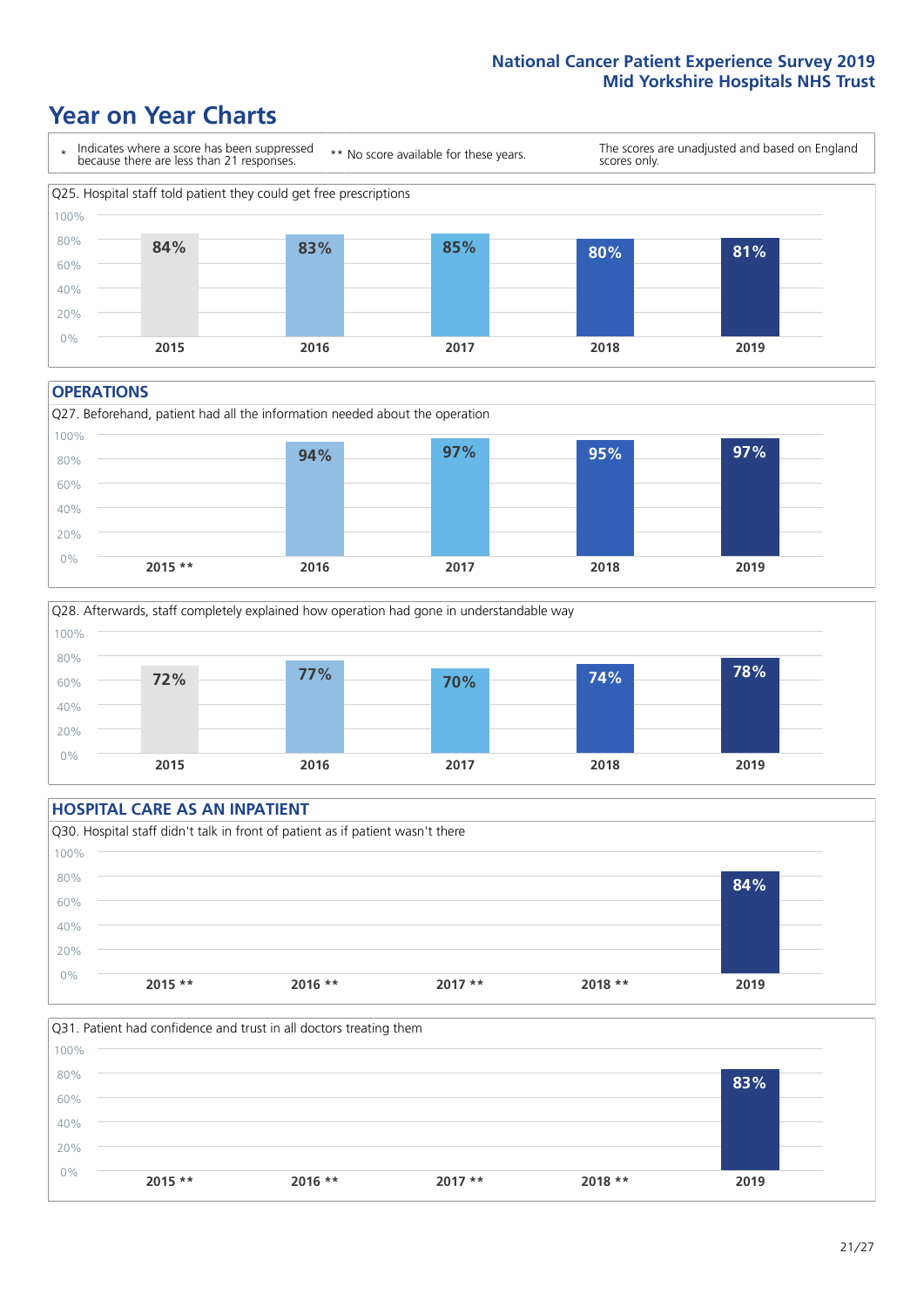# Year on Year Charts

\* Indicates where a score has been suppressed because there are less than 21 responses.

** No score available for these years.

The scores are unadjusted and based on England scores only.

Q25. Hospital staff told patient they could get free prescriptions

| 2015 | 2016 | 2017 | 2018 | 2019 |
|---|---|---|---|---|
| 84% | 83% | 85% | 80% | 81% |

## OPERATIONS

Q27. Beforehand, patient had all the information needed about the operation

| 2015 ** | 2016 | 2017 | 2018 | 2019 |
|---|---|---|---|---|
| | 94% | 97% | 95% | 97% |

Q28. Afterwards, staff completely explained how operation had gone in understandable way

| 2015 | 2016 | 2017 | 2018 | 2019 |
|---|---|---|---|---|
| 72% | 77% | 70% | 74% | 78% |

## HOSPITAL CARE AS AN INPATIENT

Q30. Hospital staff didn't talk in front of patient as if patient wasn't there

| 2015 ** | 2016 ** | 2017 ** | 2018 ** | 2019 |
|---|---|---|---|---|
| | | | | 84% |

Q31. Patient had confidence and trust in all doctors treating them

| 2015 ** | 2016 ** | 2017 ** | 2018 ** | 2019 |
|---|---|---|---|---|
| | | | | 83% |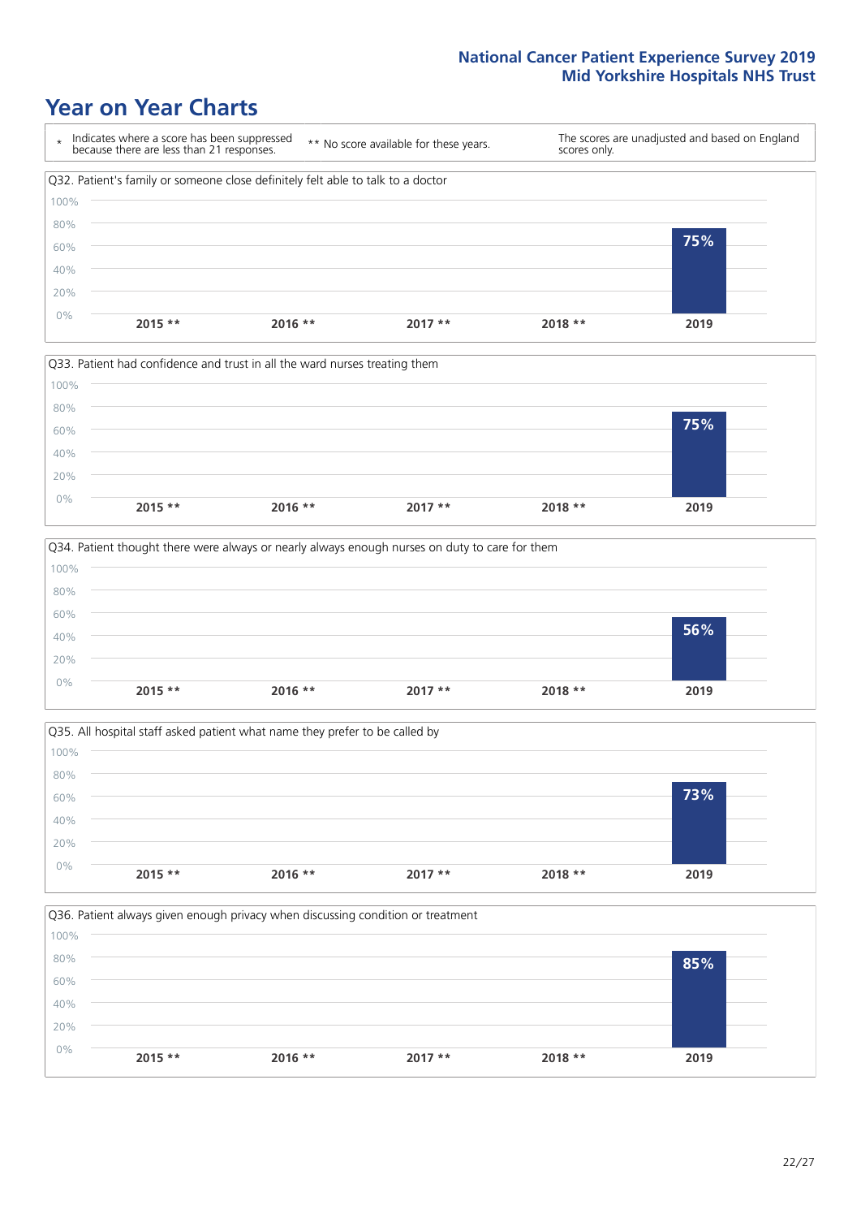# Year on Year Charts

\* Indicates where a score has been suppressed because there are less than 21 responses.

\*\* No score available for these years.

The scores are unadjusted and based on England scores only.

Q32. Patient's family or someone close definitely felt able to talk to a doctor

| 2015 ** | 2016 ** | 2017 ** | 2018 ** | 2019 |
|---|---|---|---|---|
| | | | | 75% |

Q33. Patient had confidence and trust in all the ward nurses treating them

| 2015 ** | 2016 ** | 2017 ** | 2018 ** | 2019 |
|---|---|---|---|---|
| | | | | 75% |

Q34. Patient thought there were always or nearly always enough nurses on duty to care for them

| 2015 ** | 2016 ** | 2017 ** | 2018 ** | 2019 |
|---|---|---|---|---|
| | | | | 56% |

Q35. All hospital staff asked patient what name they prefer to be called by

| 2015 ** | 2016 ** | 2017 ** | 2018 ** | 2019 |
|---|---|---|---|---|
| | | | | 73% |

Q36. Patient always given enough privacy when discussing condition or treatment

| 2015 ** | 2016 ** | 2017 ** | 2018 ** | 2019 |
|---|---|---|---|---|
| | | | | 85% |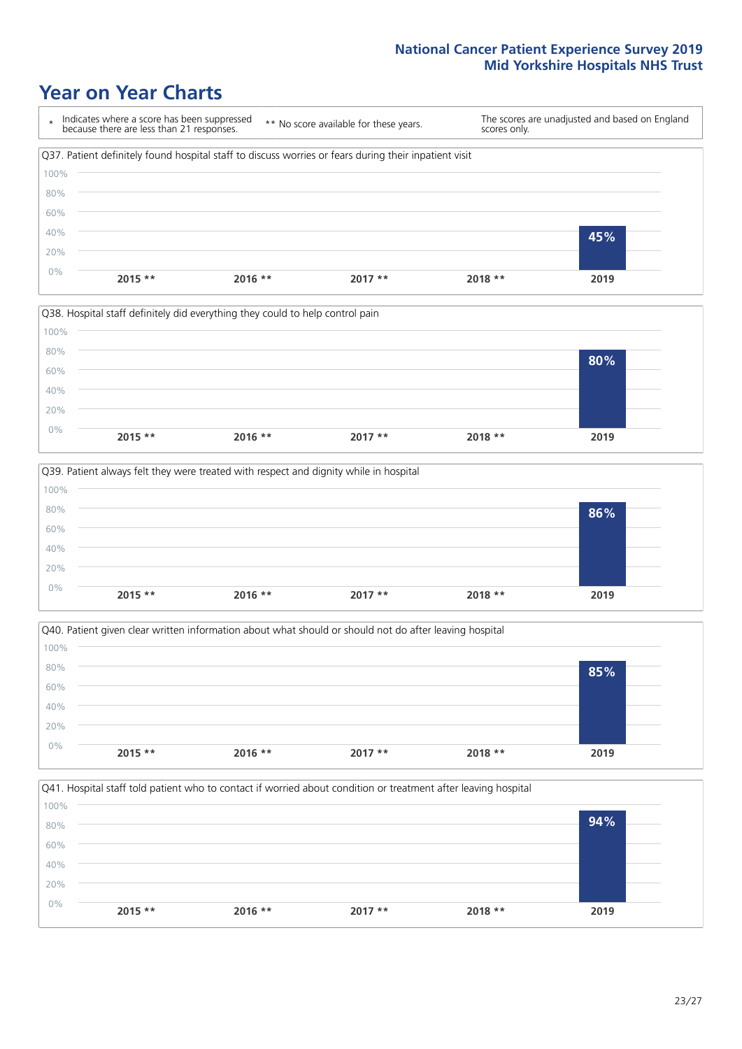# Year on Year Charts

\* Indicates where a score has been suppressed because there are less than 21 responses.

\*\* No score available for these years.

The scores are unadjusted and based on England scores only.

Q37. Patient definitely found hospital staff to discuss worries or fears during their inpatient visit

| 2015 ** | 2016 ** | 2017 ** | 2018 ** | 2019 |
|---|---|---|---|---|
| | | | | 45% |

Q38. Hospital staff definitely did everything they could to help control pain

| 2015 ** | 2016 ** | 2017 ** | 2018 ** | 2019 |
|---|---|---|---|---|
| | | | | 80% |

Q39. Patient always felt they were treated with respect and dignity while in hospital

| 2015 ** | 2016 ** | 2017 ** | 2018 ** | 2019 |
|---|---|---|---|---|
| | | | | 86% |

Q40. Patient given clear written information about what should or should not do after leaving hospital

| 2015 ** | 2016 ** | 2017 ** | 2018 ** | 2019 |
|---|---|---|---|---|
| | | | | 85% |

Q41. Hospital staff told patient who to contact if worried about condition or treatment after leaving hospital

| 2015 ** | 2016 ** | 2017 ** | 2018 ** | 2019 |
|---|---|---|---|---|
| | | | | 94% |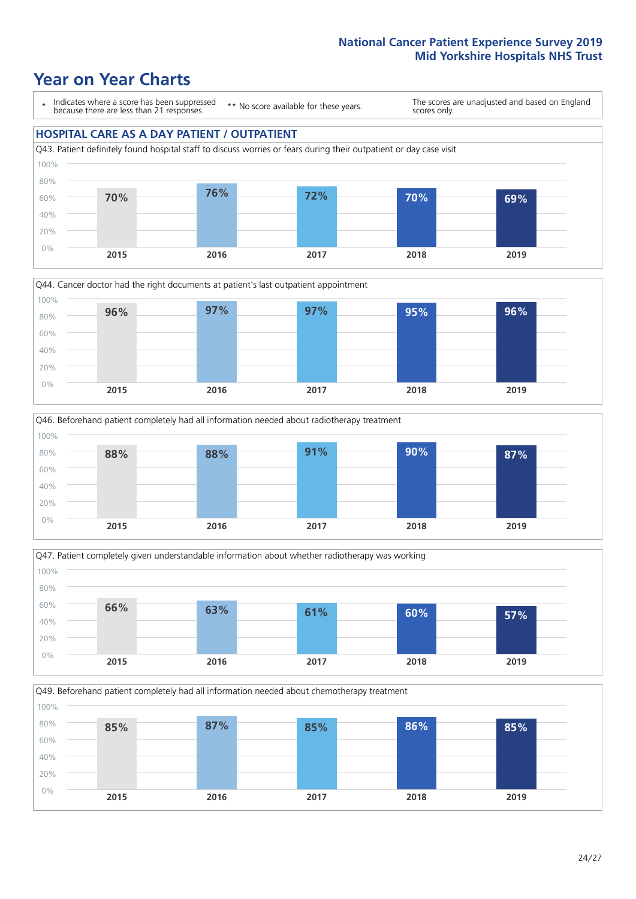# Year on Year Charts

\* Indicates where a score has been suppressed because there are less than 21 responses.

\*\* No score available for these years.

The scores are unadjusted and based on England scores only.

## HOSPITAL CARE AS A DAY PATIENT / OUTPATIENT

Q43. Patient definitely found hospital staff to discuss worries or fears during their outpatient or day case visit

| 2015 | 2016 | 2017 | 2018 | 2019 |
|---|---|---|---|---|
| 70% | 76% | 72% | 70% | 69% |

Q44. Cancer doctor had the right documents at patient's last outpatient appointment

| 2015 | 2016 | 2017 | 2018 | 2019 |
|---|---|---|---|---|
| 96% | 97% | 97% | 95% | 96% |

Q46. Beforehand patient completely had all information needed about radiotherapy treatment

| 2015 | 2016 | 2017 | 2018 | 2019 |
|---|---|---|---|---|
| 88% | 88% | 91% | 90% | 87% |

Q47. Patient completely given understandable information about whether radiotherapy was working

| 2015 | 2016 | 2017 | 2018 | 2019 |
|---|---|---|---|---|
| 66% | 63% | 61% | 60% | 57% |

Q49. Beforehand patient completely had all information needed about chemotherapy treatment

| 2015 | 2016 | 2017 | 2018 | 2019 |
|---|---|---|---|---|
| 85% | 87% | 85% | 86% | 85% |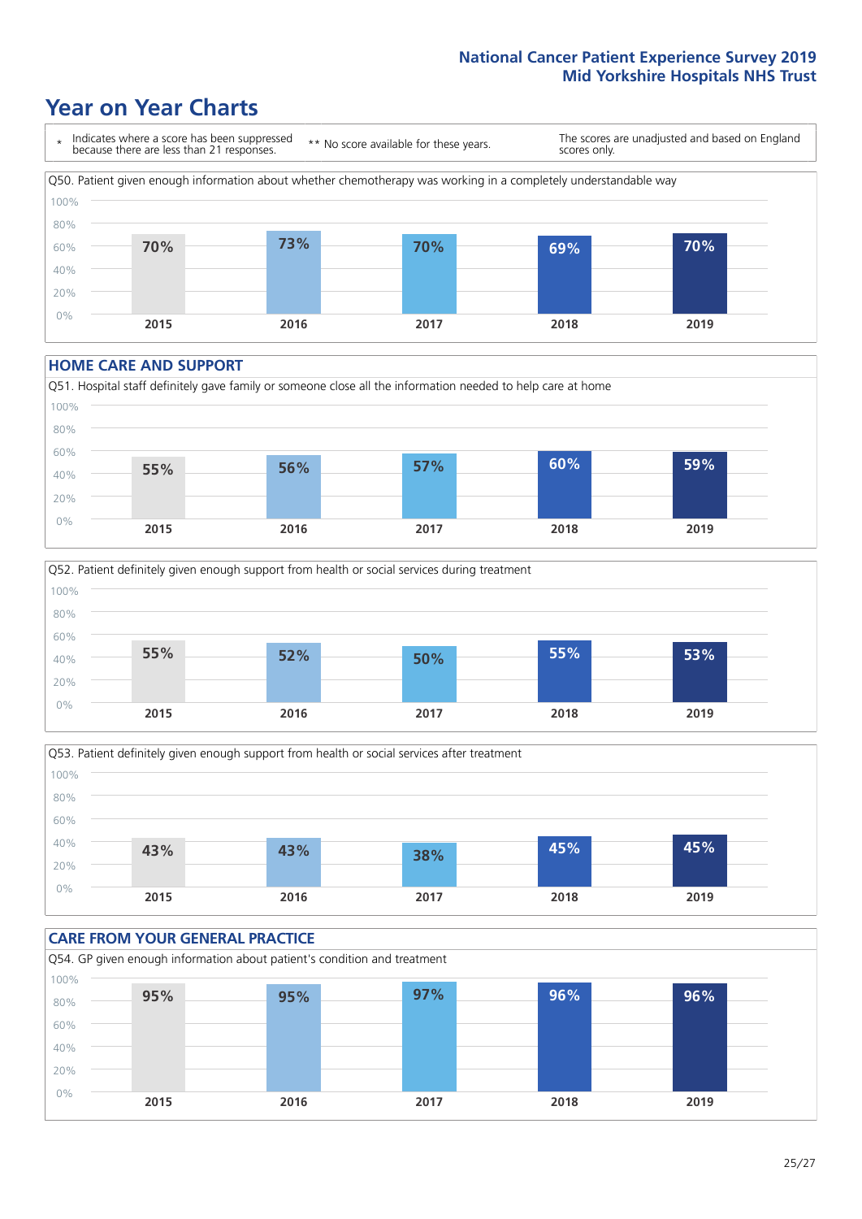# Year on Year Charts

\* Indicates where a score has been suppressed because there are less than 21 responses.

\*\* No score available for these years.

The scores are unadjusted and based on England scores only.

Q50. Patient given enough information about whether chemotherapy was working in a completely understandable way

| 2015 | 2016 | 2017 | 2018 | 2019 |
|---|---|---|---|---|
| 70% | 73% | 70% | 69% | 70% |

## HOME CARE AND SUPPORT

Q51. Hospital staff definitely gave family or someone close all the information needed to help care at home

| 2015 | 2016 | 2017 | 2018 | 2019 |
|---|---|---|---|---|
| 55% | 56% | 57% | 60% | 59% |

Q52. Patient definitely given enough support from health or social services during treatment

| 2015 | 2016 | 2017 | 2018 | 2019 |
|---|---|---|---|---|
| 55% | 52% | 50% | 55% | 53% |

Q53. Patient definitely given enough support from health or social services after treatment

| 2015 | 2016 | 2017 | 2018 | 2019 |
|---|---|---|---|---|
| 43% | 43% | 38% | 45% | 45% |

## CARE FROM YOUR GENERAL PRACTICE

Q54. GP given enough information about patient's condition and treatment

| 2015 | 2016 | 2017 | 2018 | 2019 |
|---|---|---|---|---|
| 95% | 95% | 97% | 96% | 96% |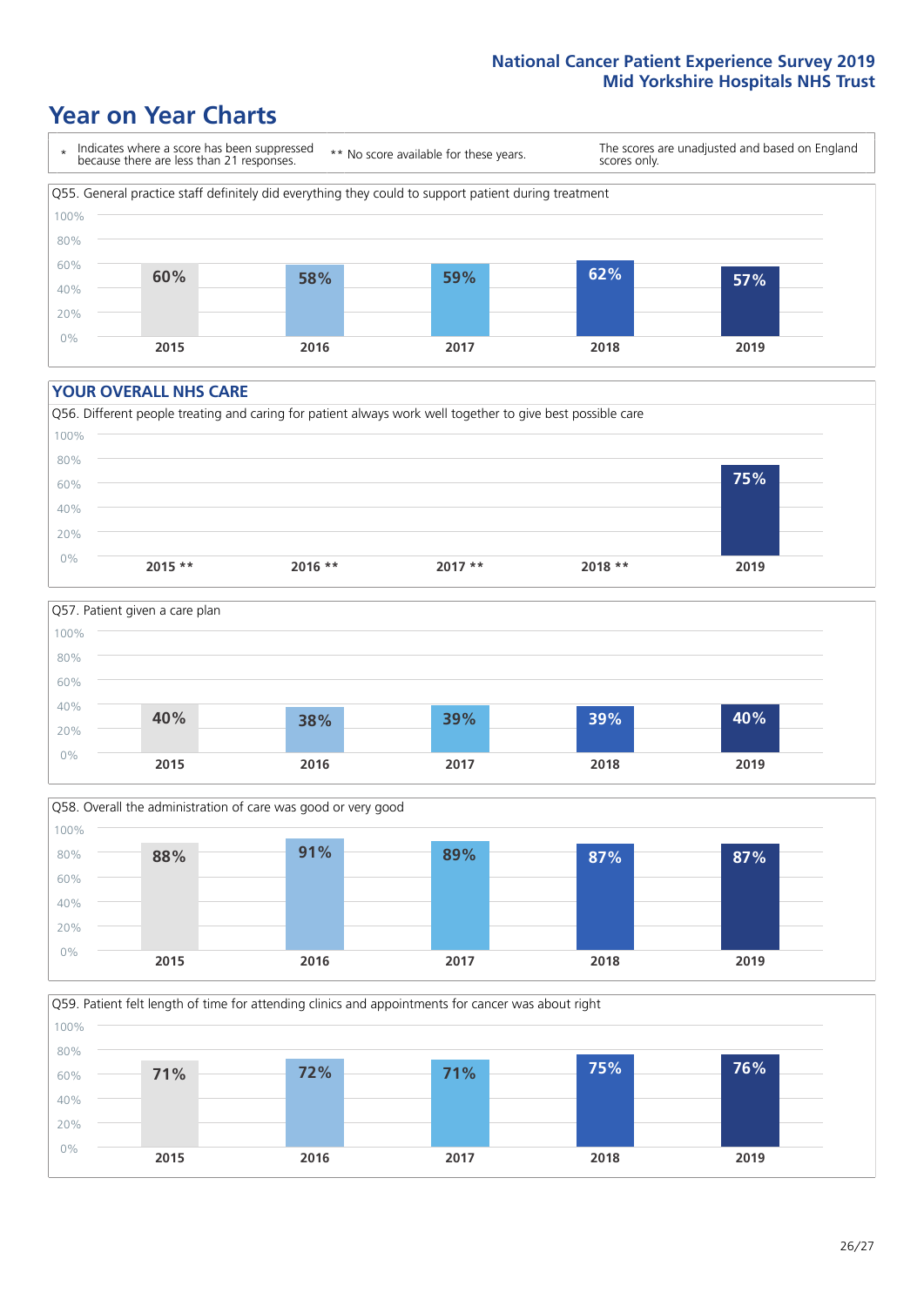# Year on Year Charts

\* Indicates where a score has been suppressed because there are less than 21 responses.

\*\* No score available for these years.

The scores are unadjusted and based on England scores only.

Q55. General practice staff definitely did everything they could to support patient during treatment

| 2015 | 2016 | 2017 | 2018 | 2019 |
|---|---|---|---|---|
| 60% | 58% | 59% | 62% | 57% |

## YOUR OVERALL NHS CARE

Q56. Different people treating and caring for patient always work well together to give best possible care

| 2015 ** | 2016 ** | 2017 ** | 2018 ** | 2019 |
|---|---|---|---|---|
| | | | | 75% |

Q57. Patient given a care plan

| 2015 | 2016 | 2017 | 2018 | 2019 |
|---|---|---|---|---|
| 40% | 38% | 39% | 39% | 40% |

Q58. Overall the administration of care was good or very good

| 2015 | 2016 | 2017 | 2018 | 2019 |
|---|---|---|---|---|
| 88% | 91% | 89% | 87% | 87% |

Q59. Patient felt length of time for attending clinics and appointments for cancer was about right

| 2015 | 2016 | 2017 | 2018 | 2019 |
|---|---|---|---|---|
| 71% | 72% | 71% | 75% | 76% |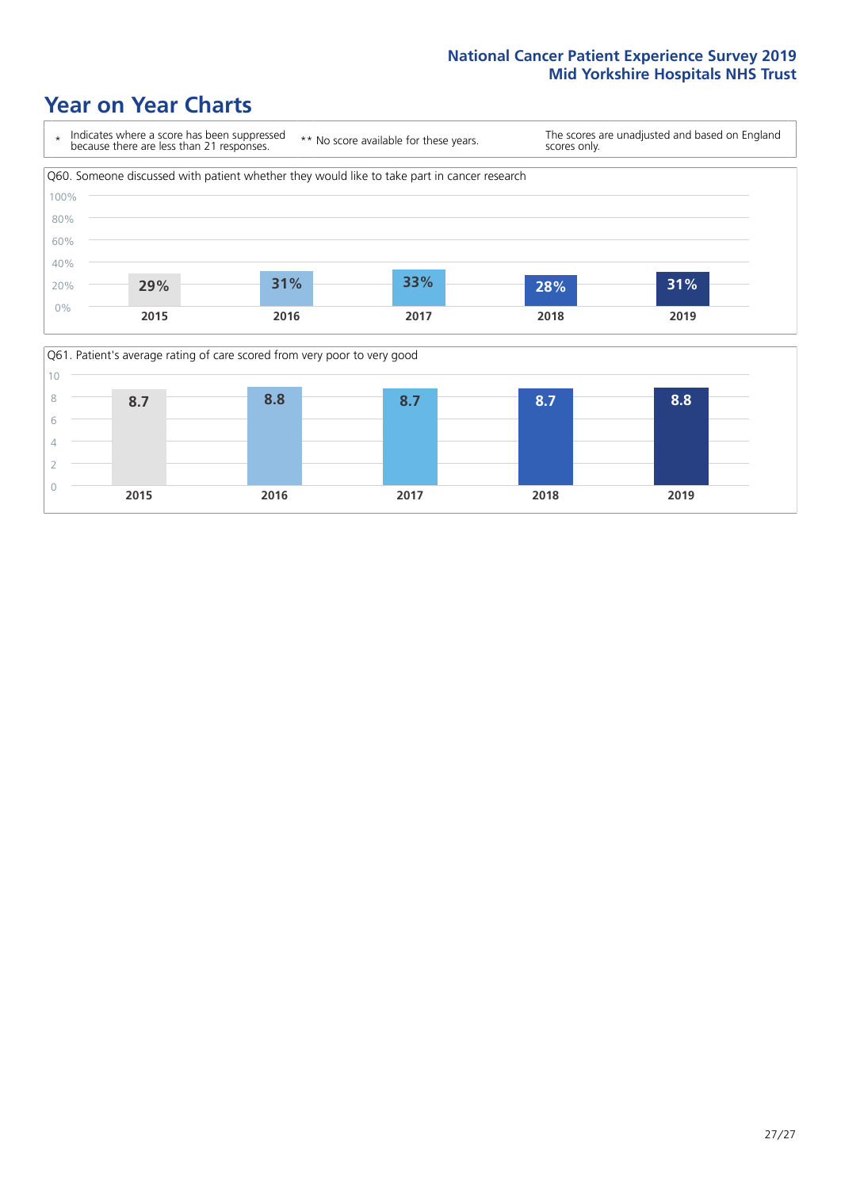National Cancer Patient Experience Survey 2019
Mid Yorkshire Hospitals NHS Trust

# Year on Year Charts

\* Indicates where a score has been suppressed because there are less than 21 responses.

** No score available for these years.

The scores are unadjusted and based on England scores only.

Q60. Someone discussed with patient whether they would like to take part in cancer research

100%
80%
60%
40%
20%
0%

29% 31% 33% 28% 31%

2015 2016 2017 2018 2019

Q61. Patient's average rating of care scored from very poor to very good

10
8
6
4
2
0

8.7 8.8 8.7 8.7 8.8

2015 2016 2017 2018 2019